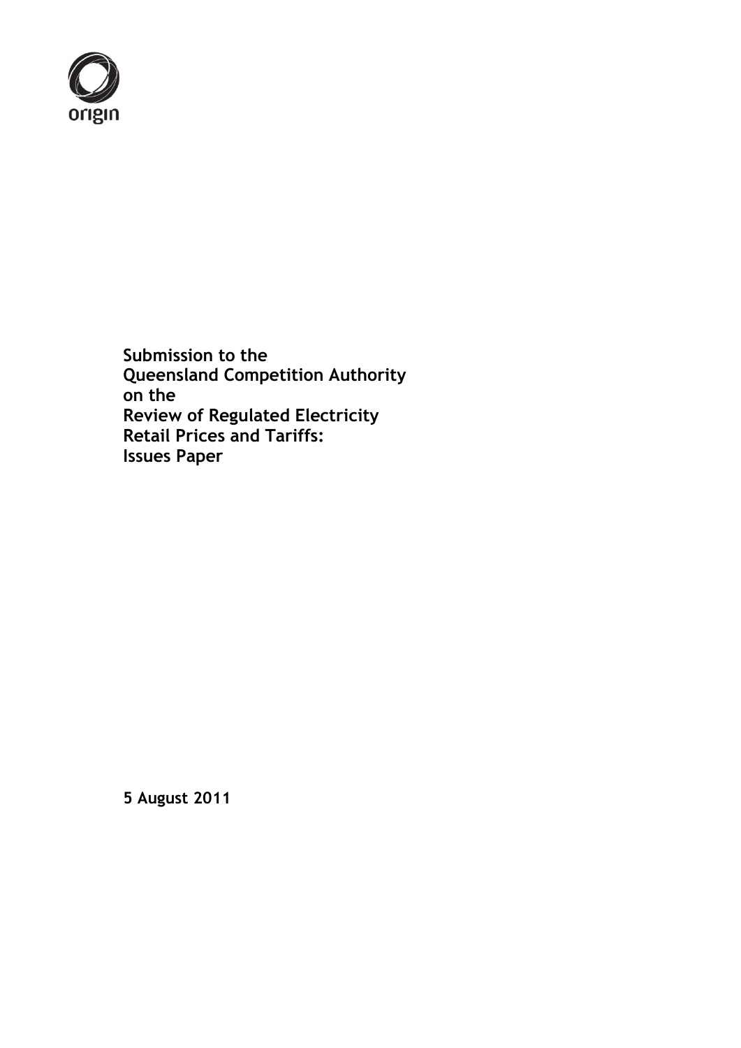origin

**Submission to the**
**Queensland Competition Authority**
**on the**
**Review of Regulated Electricity**
**Retail Prices and Tariffs:**
**Issues Paper**

**5 August 2011**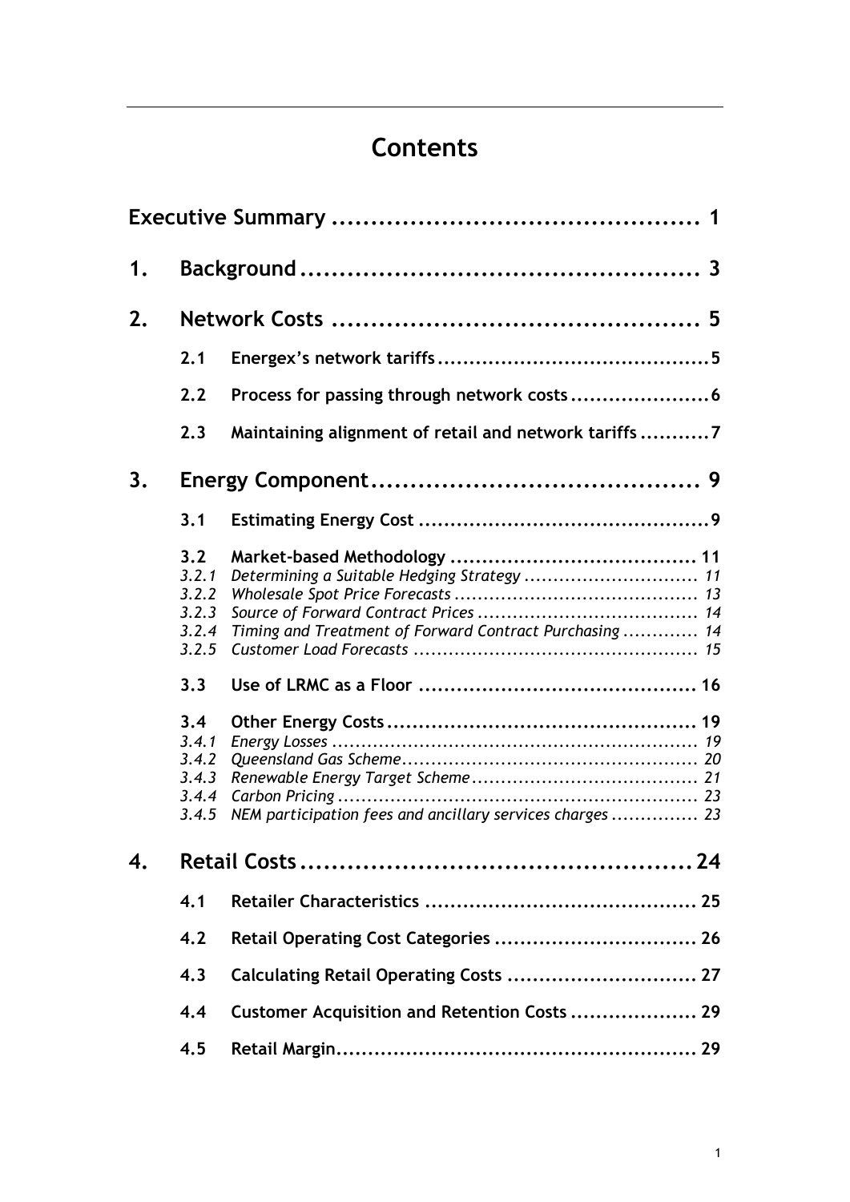# Contents

| | | |
|---|---|---|
| **Executive Summary** | | **1** |
| **1.** | **Background** | **3** |
| **2.** | **Network Costs** | **5** |
| **2.1** | **Energex's network tariffs** | **5** |
| **2.2** | **Process for passing through network costs** | **6** |
| **2.3** | **Maintaining alignment of retail and network tariffs** | **7** |
| **3.** | **Energy Component** | **9** |
| **3.1** | **Estimating Energy Cost** | **9** |
| **3.2** | **Market-based Methodology** | **11** |
| *3.2.1* | *Determining a Suitable Hedging Strategy* | *11* |
| *3.2.2* | *Wholesale Spot Price Forecasts* | *13* |
| *3.2.3* | *Source of Forward Contract Prices* | *14* |
| *3.2.4* | *Timing and Treatment of Forward Contract Purchasing* | *14* |
| *3.2.5* | *Customer Load Forecasts* | *15* |
| **3.3** | **Use of LRMC as a Floor** | **16** |
| **3.4** | **Other Energy Costs** | **19** |
| *3.4.1* | *Energy Losses* | *19* |
| *3.4.2* | *Queensland Gas Scheme* | *20* |
| *3.4.3* | *Renewable Energy Target Scheme* | *21* |
| *3.4.4* | *Carbon Pricing* | *23* |
| *3.4.5* | *NEM participation fees and ancillary services charges* | *23* |
| **4.** | **Retail Costs** | **24** |
| **4.1** | **Retailer Characteristics** | **25** |
| **4.2** | **Retail Operating Cost Categories** | **26** |
| **4.3** | **Calculating Retail Operating Costs** | **27** |
| **4.4** | **Customer Acquisition and Retention Costs** | **29** |
| **4.5** | **Retail Margin** | **29** |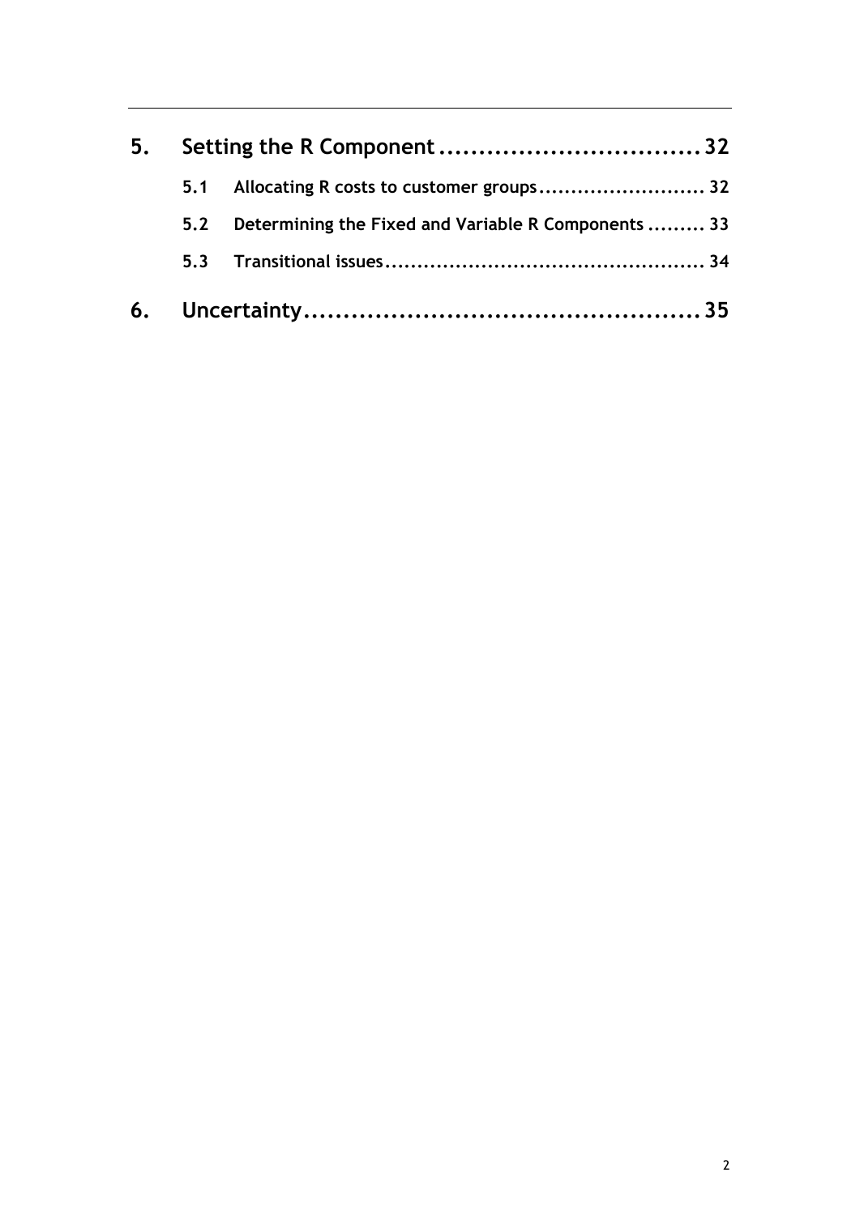5. Setting the R Component .................................. 32

  5.1 Allocating R costs to customer groups .......................... 32

  5.2 Determining the Fixed and Variable R Components ......... 33

  5.3 Transitional issues .................................................. 34

6. Uncertainty .................................................. 35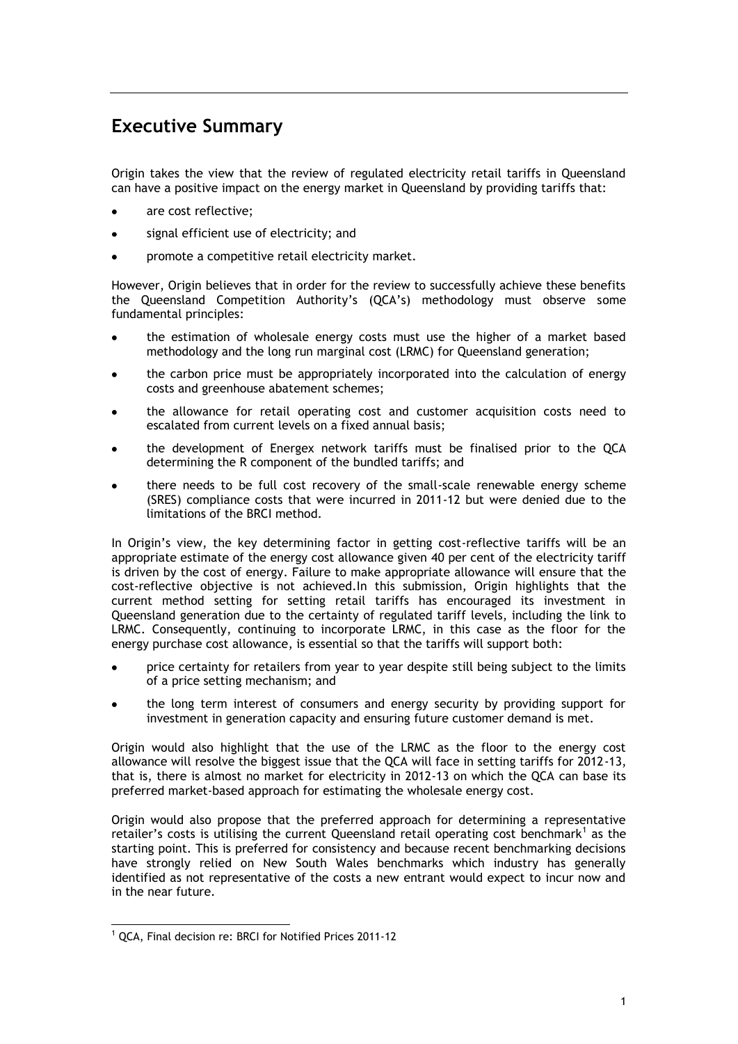## Executive Summary

Origin takes the view that the review of regulated electricity retail tariffs in Queensland can have a positive impact on the energy market in Queensland by providing tariffs that:

- are cost reflective;
- signal efficient use of electricity; and
- promote a competitive retail electricity market.

However, Origin believes that in order for the review to successfully achieve these benefits the Queensland Competition Authority's (QCA's) methodology must observe some fundamental principles:

- the estimation of wholesale energy costs must use the higher of a market based methodology and the long run marginal cost (LRMC) for Queensland generation;
- the carbon price must be appropriately incorporated into the calculation of energy costs and greenhouse abatement schemes;
- the allowance for retail operating cost and customer acquisition costs need to escalated from current levels on a fixed annual basis;
- the development of Energex network tariffs must be finalised prior to the QCA determining the R component of the bundled tariffs; and
- there needs to be full cost recovery of the small-scale renewable energy scheme (SRES) compliance costs that were incurred in 2011-12 but were denied due to the limitations of the BRCI method.

In Origin's view, the key determining factor in getting cost-reflective tariffs will be an appropriate estimate of the energy cost allowance given 40 per cent of the electricity tariff is driven by the cost of energy. Failure to make appropriate allowance will ensure that the cost-reflective objective is not achieved.In this submission, Origin highlights that the current method setting for setting retail tariffs has encouraged its investment in Queensland generation due to the certainty of regulated tariff levels, including the link to LRMC. Consequently, continuing to incorporate LRMC, in this case as the floor for the energy purchase cost allowance, is essential so that the tariffs will support both:

- price certainty for retailers from year to year despite still being subject to the limits of a price setting mechanism; and
- the long term interest of consumers and energy security by providing support for investment in generation capacity and ensuring future customer demand is met.

Origin would also highlight that the use of the LRMC as the floor to the energy cost allowance will resolve the biggest issue that the QCA will face in setting tariffs for 2012-13, that is, there is almost no market for electricity in 2012-13 on which the QCA can base its preferred market-based approach for estimating the wholesale energy cost.

Origin would also propose that the preferred approach for determining a representative retailer's costs is utilising the current Queensland retail operating cost benchmark[1] as the starting point. This is preferred for consistency and because recent benchmarking decisions have strongly relied on New South Wales benchmarks which industry has generally identified as not representative of the costs a new entrant would expect to incur now and in the near future.

[1] QCA, Final decision re: BRCI for Notified Prices 2011-12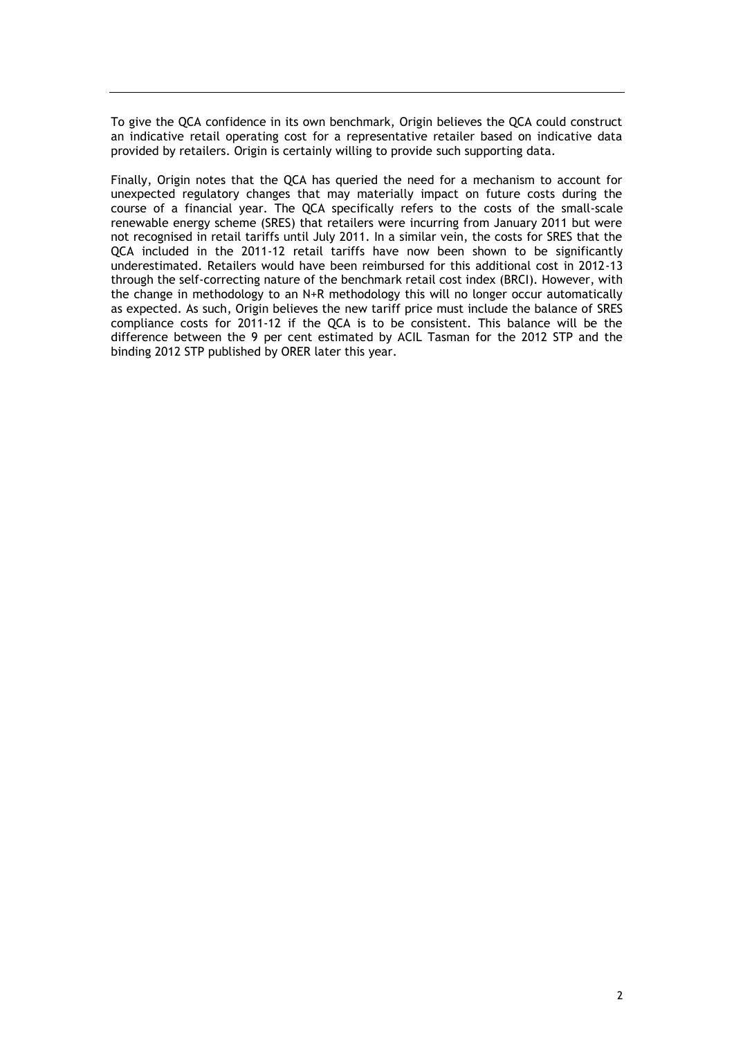To give the QCA confidence in its own benchmark, Origin believes the QCA could construct an indicative retail operating cost for a representative retailer based on indicative data provided by retailers. Origin is certainly willing to provide such supporting data.

Finally, Origin notes that the QCA has queried the need for a mechanism to account for unexpected regulatory changes that may materially impact on future costs during the course of a financial year. The QCA specifically refers to the costs of the small-scale renewable energy scheme (SRES) that retailers were incurring from January 2011 but were not recognised in retail tariffs until July 2011. In a similar vein, the costs for SRES that the QCA included in the 2011-12 retail tariffs have now been shown to be significantly underestimated. Retailers would have been reimbursed for this additional cost in 2012-13 through the self-correcting nature of the benchmark retail cost index (BRCI). However, with the change in methodology to an N+R methodology this will no longer occur automatically as expected. As such, Origin believes the new tariff price must include the balance of SRES compliance costs for 2011-12 if the QCA is to be consistent. This balance will be the difference between the 9 per cent estimated by ACIL Tasman for the 2012 STP and the binding 2012 STP published by ORER later this year.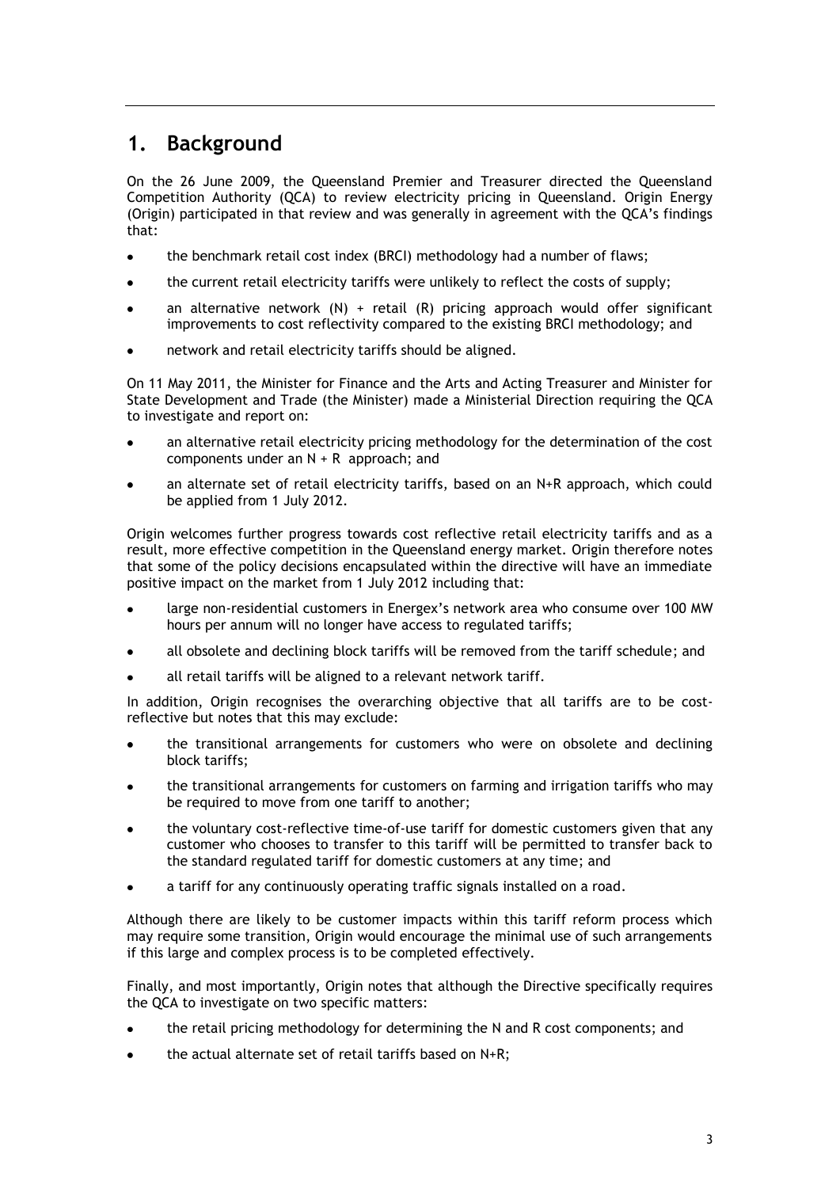# 1. Background

On the 26 June 2009, the Queensland Premier and Treasurer directed the Queensland Competition Authority (QCA) to review electricity pricing in Queensland. Origin Energy (Origin) participated in that review and was generally in agreement with the QCA's findings that:

- the benchmark retail cost index (BRCI) methodology had a number of flaws;
- the current retail electricity tariffs were unlikely to reflect the costs of supply;
- an alternative network (N) + retail (R) pricing approach would offer significant improvements to cost reflectivity compared to the existing BRCI methodology; and
- network and retail electricity tariffs should be aligned.

On 11 May 2011, the Minister for Finance and the Arts and Acting Treasurer and Minister for State Development and Trade (the Minister) made a Ministerial Direction requiring the QCA to investigate and report on:

- an alternative retail electricity pricing methodology for the determination of the cost components under an N + R approach; and
- an alternate set of retail electricity tariffs, based on an N+R approach, which could be applied from 1 July 2012.

Origin welcomes further progress towards cost reflective retail electricity tariffs and as a result, more effective competition in the Queensland energy market. Origin therefore notes that some of the policy decisions encapsulated within the directive will have an immediate positive impact on the market from 1 July 2012 including that:

- large non-residential customers in Energex's network area who consume over 100 MW hours per annum will no longer have access to regulated tariffs;
- all obsolete and declining block tariffs will be removed from the tariff schedule; and
- all retail tariffs will be aligned to a relevant network tariff.

In addition, Origin recognises the overarching objective that all tariffs are to be cost-reflective but notes that this may exclude:

- the transitional arrangements for customers who were on obsolete and declining block tariffs;
- the transitional arrangements for customers on farming and irrigation tariffs who may be required to move from one tariff to another;
- the voluntary cost-reflective time-of-use tariff for domestic customers given that any customer who chooses to transfer to this tariff will be permitted to transfer back to the standard regulated tariff for domestic customers at any time; and
- a tariff for any continuously operating traffic signals installed on a road.

Although there are likely to be customer impacts within this tariff reform process which may require some transition, Origin would encourage the minimal use of such arrangements if this large and complex process is to be completed effectively.

Finally, and most importantly, Origin notes that although the Directive specifically requires the QCA to investigate on two specific matters:

- the retail pricing methodology for determining the N and R cost components; and
- the actual alternate set of retail tariffs based on N+R;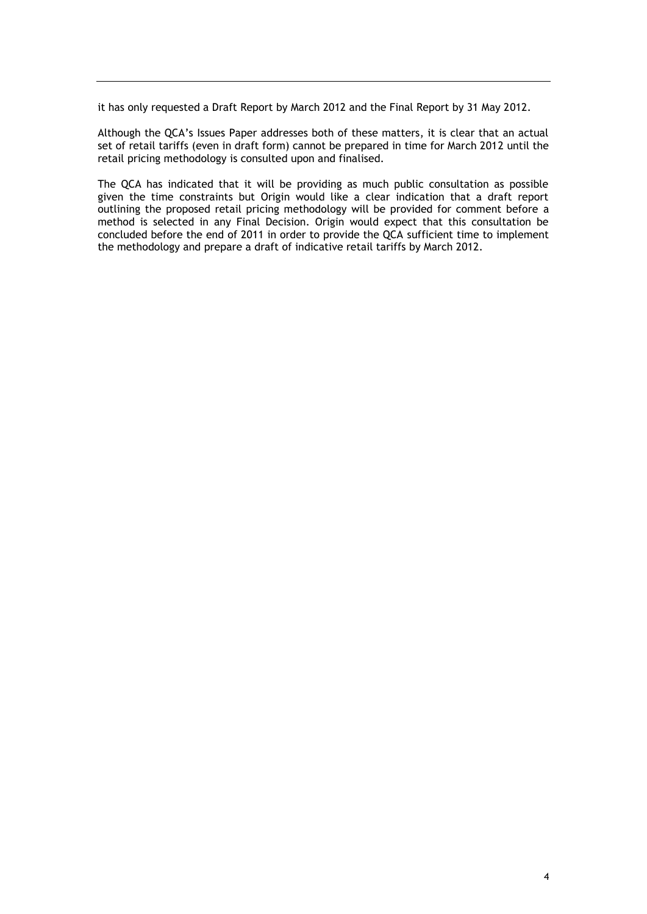it has only requested a Draft Report by March 2012 and the Final Report by 31 May 2012.

Although the QCA's Issues Paper addresses both of these matters, it is clear that an actual set of retail tariffs (even in draft form) cannot be prepared in time for March 2012 until the retail pricing methodology is consulted upon and finalised.

The QCA has indicated that it will be providing as much public consultation as possible given the time constraints but Origin would like a clear indication that a draft report outlining the proposed retail pricing methodology will be provided for comment before a method is selected in any Final Decision. Origin would expect that this consultation be concluded before the end of 2011 in order to provide the QCA sufficient time to implement the methodology and prepare a draft of indicative retail tariffs by March 2012.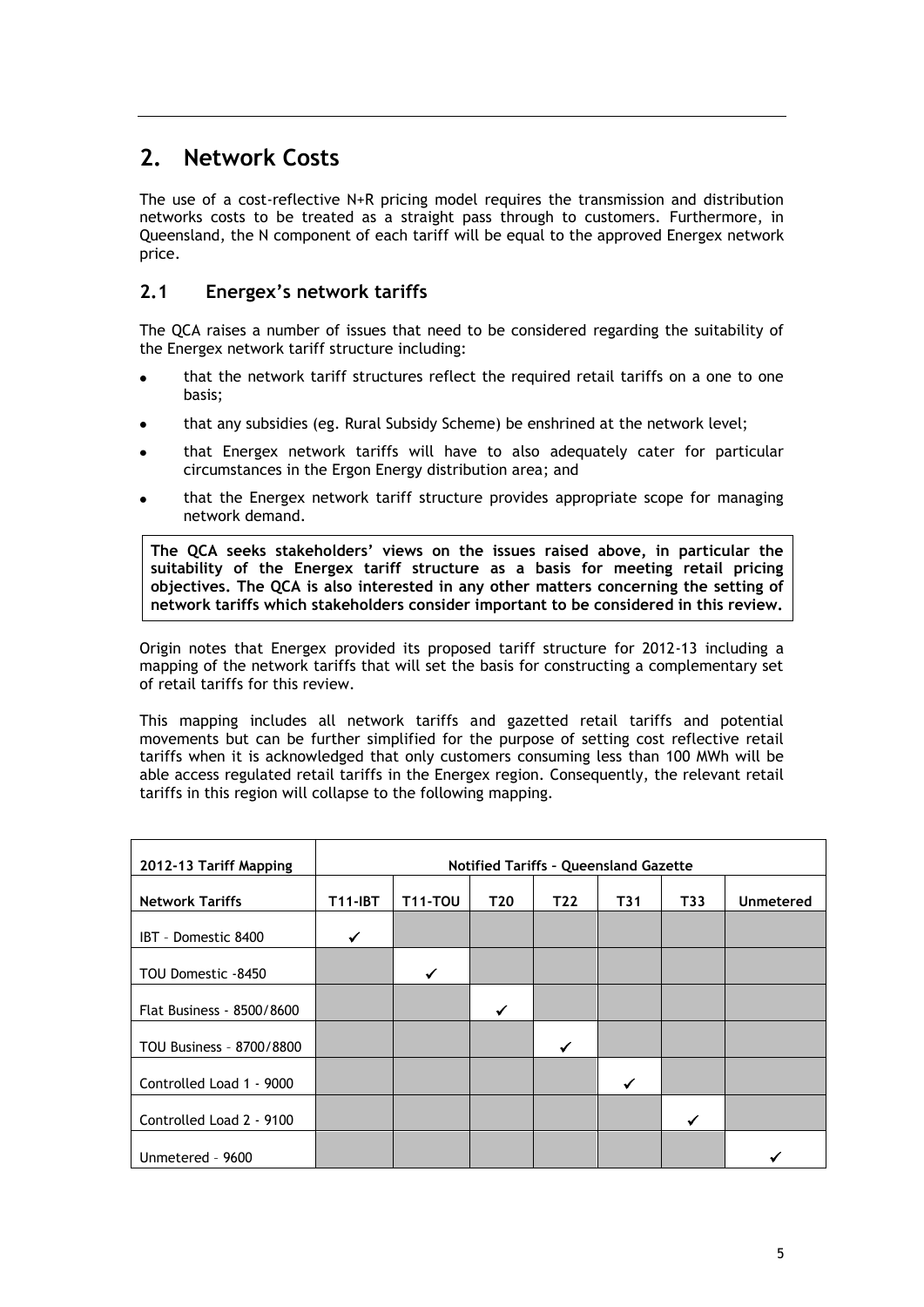## 2. Network Costs

The use of a cost-reflective N+R pricing model requires the transmission and distribution networks costs to be treated as a straight pass through to customers. Furthermore, in Queensland, the N component of each tariff will be equal to the approved Energex network price.

### 2.1 Energex's network tariffs

The QCA raises a number of issues that need to be considered regarding the suitability of the Energex network tariff structure including:

- that the network tariff structures reflect the required retail tariffs on a one to one basis;
- that any subsidies (eg. Rural Subsidy Scheme) be enshrined at the network level;
- that Energex network tariffs will have to also adequately cater for particular circumstances in the Ergon Energy distribution area; and
- that the Energex network tariff structure provides appropriate scope for managing network demand.

**The QCA seeks stakeholders' views on the issues raised above, in particular the suitability of the Energex tariff structure as a basis for meeting retail pricing objectives. The QCA is also interested in any other matters concerning the setting of network tariffs which stakeholders consider important to be considered in this review.**

Origin notes that Energex provided its proposed tariff structure for 2012-13 including a mapping of the network tariffs that will set the basis for constructing a complementary set of retail tariffs for this review.

This mapping includes all network tariffs and gazetted retail tariffs and potential movements but can be further simplified for the purpose of setting cost reflective retail tariffs when it is acknowledged that only customers consuming less than 100 MWh will be able access regulated retail tariffs in the Energex region. Consequently, the relevant retail tariffs in this region will collapse to the following mapping.

| 2012-13 Tariff Mapping | Notified Tariffs – Queensland Gazette | | | | | | |
|---|---|---|---|---|---|---|---|
| **Network Tariffs** | **T11-IBT** | **T11-TOU** | **T20** | **T22** | **T31** | **T33** | **Unmetered** |
| IBT – Domestic 8400 | ✓ | | | | | | |
| TOU Domestic -8450 | | ✓ | | | | | |
| Flat Business - 8500/8600 | | | ✓ | | | | |
| TOU Business – 8700/8800 | | | | ✓ | | | |
| Controlled Load 1 - 9000 | | | | | ✓ | | |
| Controlled Load 2 - 9100 | | | | | | ✓ | |
| Unmetered – 9600 | | | | | | | ✓ |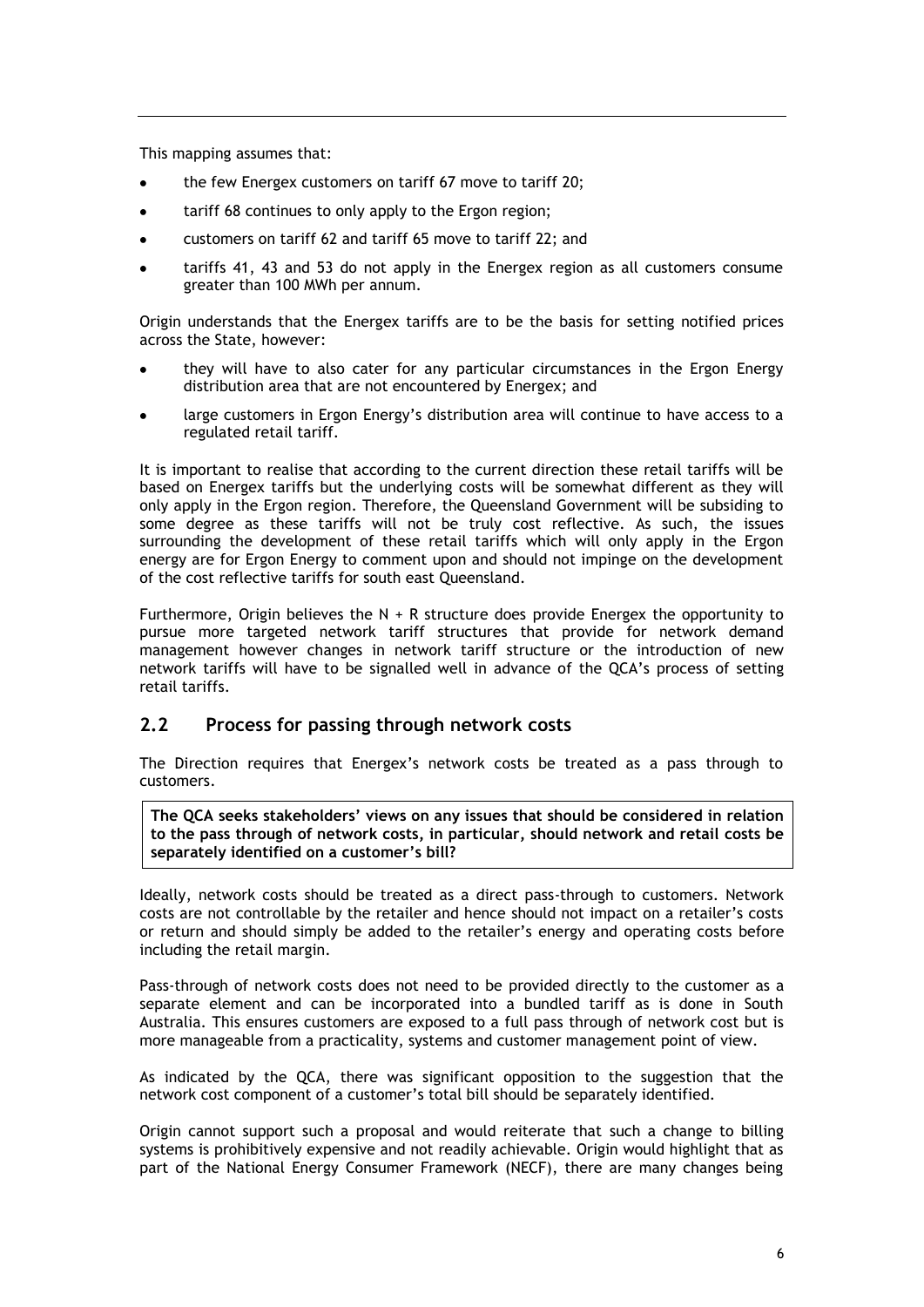This mapping assumes that:

- the few Energex customers on tariff 67 move to tariff 20;
- tariff 68 continues to only apply to the Ergon region;
- customers on tariff 62 and tariff 65 move to tariff 22; and
- tariffs 41, 43 and 53 do not apply in the Energex region as all customers consume greater than 100 MWh per annum.

Origin understands that the Energex tariffs are to be the basis for setting notified prices across the State, however:

- they will have to also cater for any particular circumstances in the Ergon Energy distribution area that are not encountered by Energex; and
- large customers in Ergon Energy's distribution area will continue to have access to a regulated retail tariff.

It is important to realise that according to the current direction these retail tariffs will be based on Energex tariffs but the underlying costs will be somewhat different as they will only apply in the Ergon region. Therefore, the Queensland Government will be subsiding to some degree as these tariffs will not be truly cost reflective. As such, the issues surrounding the development of these retail tariffs which will only apply in the Ergon energy are for Ergon Energy to comment upon and should not impinge on the development of the cost reflective tariffs for south east Queensland.

Furthermore, Origin believes the N + R structure does provide Energex the opportunity to pursue more targeted network tariff structures that provide for network demand management however changes in network tariff structure or the introduction of new network tariffs will have to be signalled well in advance of the QCA's process of setting retail tariffs.

## 2.2 Process for passing through network costs

The Direction requires that Energex's network costs be treated as a pass through to customers.

**The QCA seeks stakeholders' views on any issues that should be considered in relation to the pass through of network costs, in particular, should network and retail costs be separately identified on a customer's bill?**

Ideally, network costs should be treated as a direct pass-through to customers. Network costs are not controllable by the retailer and hence should not impact on a retailer's costs or return and should simply be added to the retailer's energy and operating costs before including the retail margin.

Pass-through of network costs does not need to be provided directly to the customer as a separate element and can be incorporated into a bundled tariff as is done in South Australia. This ensures customers are exposed to a full pass through of network cost but is more manageable from a practicality, systems and customer management point of view.

As indicated by the QCA, there was significant opposition to the suggestion that the network cost component of a customer's total bill should be separately identified.

Origin cannot support such a proposal and would reiterate that such a change to billing systems is prohibitively expensive and not readily achievable. Origin would highlight that as part of the National Energy Consumer Framework (NECF), there are many changes being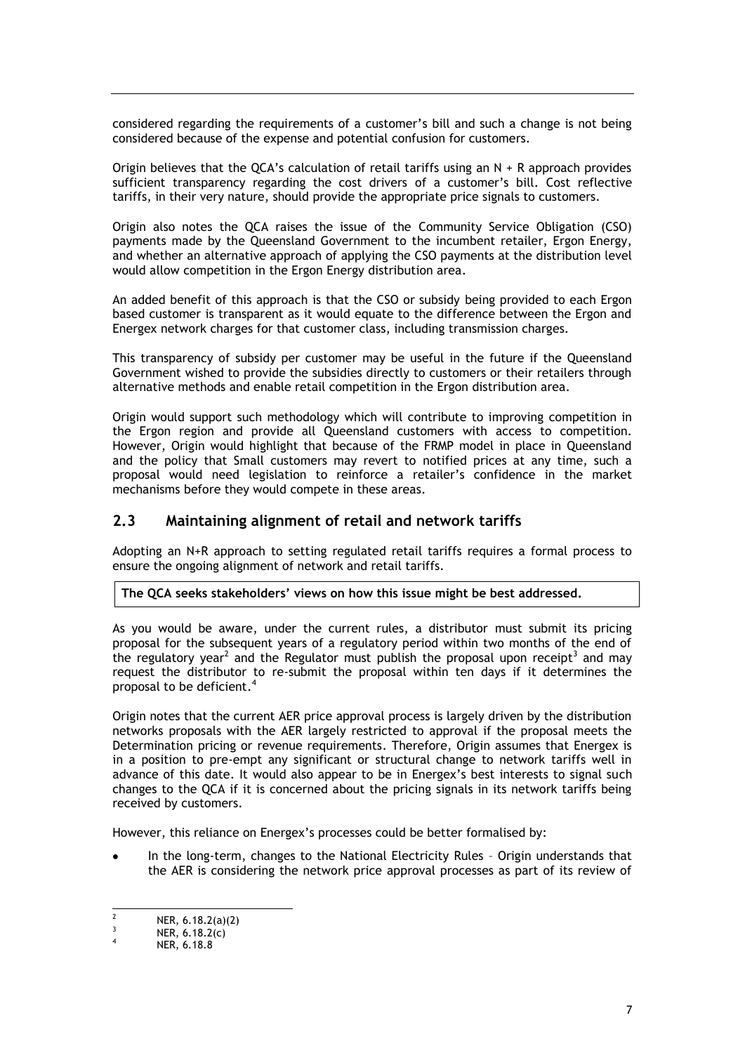considered regarding the requirements of a customer's bill and such a change is not being considered because of the expense and potential confusion for customers.

Origin believes that the QCA's calculation of retail tariffs using an N + R approach provides sufficient transparency regarding the cost drivers of a customer's bill. Cost reflective tariffs, in their very nature, should provide the appropriate price signals to customers.

Origin also notes the QCA raises the issue of the Community Service Obligation (CSO) payments made by the Queensland Government to the incumbent retailer, Ergon Energy, and whether an alternative approach of applying the CSO payments at the distribution level would allow competition in the Ergon Energy distribution area.

An added benefit of this approach is that the CSO or subsidy being provided to each Ergon based customer is transparent as it would equate to the difference between the Ergon and Energex network charges for that customer class, including transmission charges.

This transparency of subsidy per customer may be useful in the future if the Queensland Government wished to provide the subsidies directly to customers or their retailers through alternative methods and enable retail competition in the Ergon distribution area.

Origin would support such methodology which will contribute to improving competition in the Ergon region and provide all Queensland customers with access to competition. However, Origin would highlight that because of the FRMP model in place in Queensland and the policy that Small customers may revert to notified prices at any time, such a proposal would need legislation to reinforce a retailer's confidence in the market mechanisms before they would compete in these areas.

## 2.3 Maintaining alignment of retail and network tariffs

Adopting an N+R approach to setting regulated retail tariffs requires a formal process to ensure the ongoing alignment of network and retail tariffs.

**The QCA seeks stakeholders' views on how this issue might be best addressed.**

As you would be aware, under the current rules, a distributor must submit its pricing proposal for the subsequent years of a regulatory period within two months of the end of the regulatory year[2] and the Regulator must publish the proposal upon receipt[3] and may request the distributor to re-submit the proposal within ten days if it determines the proposal to be deficient.[4]

Origin notes that the current AER price approval process is largely driven by the distribution networks proposals with the AER largely restricted to approval if the proposal meets the Determination pricing or revenue requirements. Therefore, Origin assumes that Energex is in a position to pre-empt any significant or structural change to network tariffs well in advance of this date. It would also appear to be in Energex's best interests to signal such changes to the QCA if it is concerned about the pricing signals in its network tariffs being received by customers.

However, this reliance on Energex's processes could be better formalised by:

- In the long-term, changes to the National Electricity Rules – Origin understands that the AER is considering the network price approval processes as part of its review of

---

[2] NER, 6.18.2(a)(2)

[3] NER, 6.18.2(c)

[4] NER, 6.18.8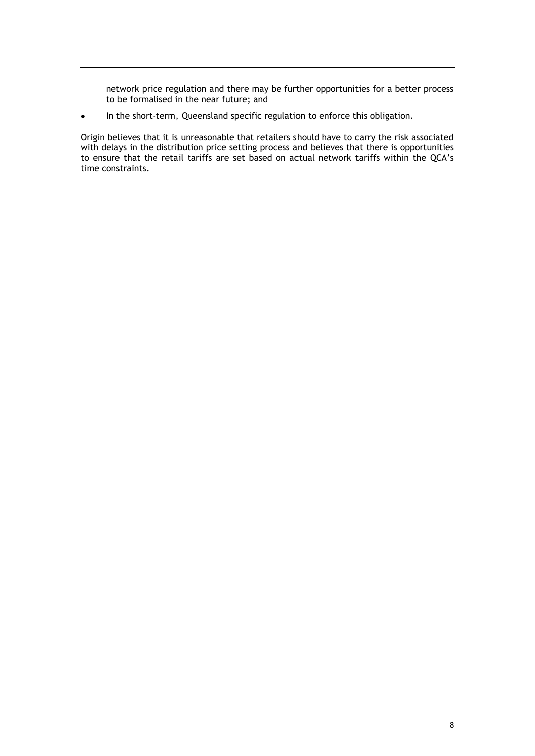network price regulation and there may be further opportunities for a better process to be formalised in the near future; and

- In the short-term, Queensland specific regulation to enforce this obligation.

Origin believes that it is unreasonable that retailers should have to carry the risk associated with delays in the distribution price setting process and believes that there is opportunities to ensure that the retail tariffs are set based on actual network tariffs within the QCA's time constraints.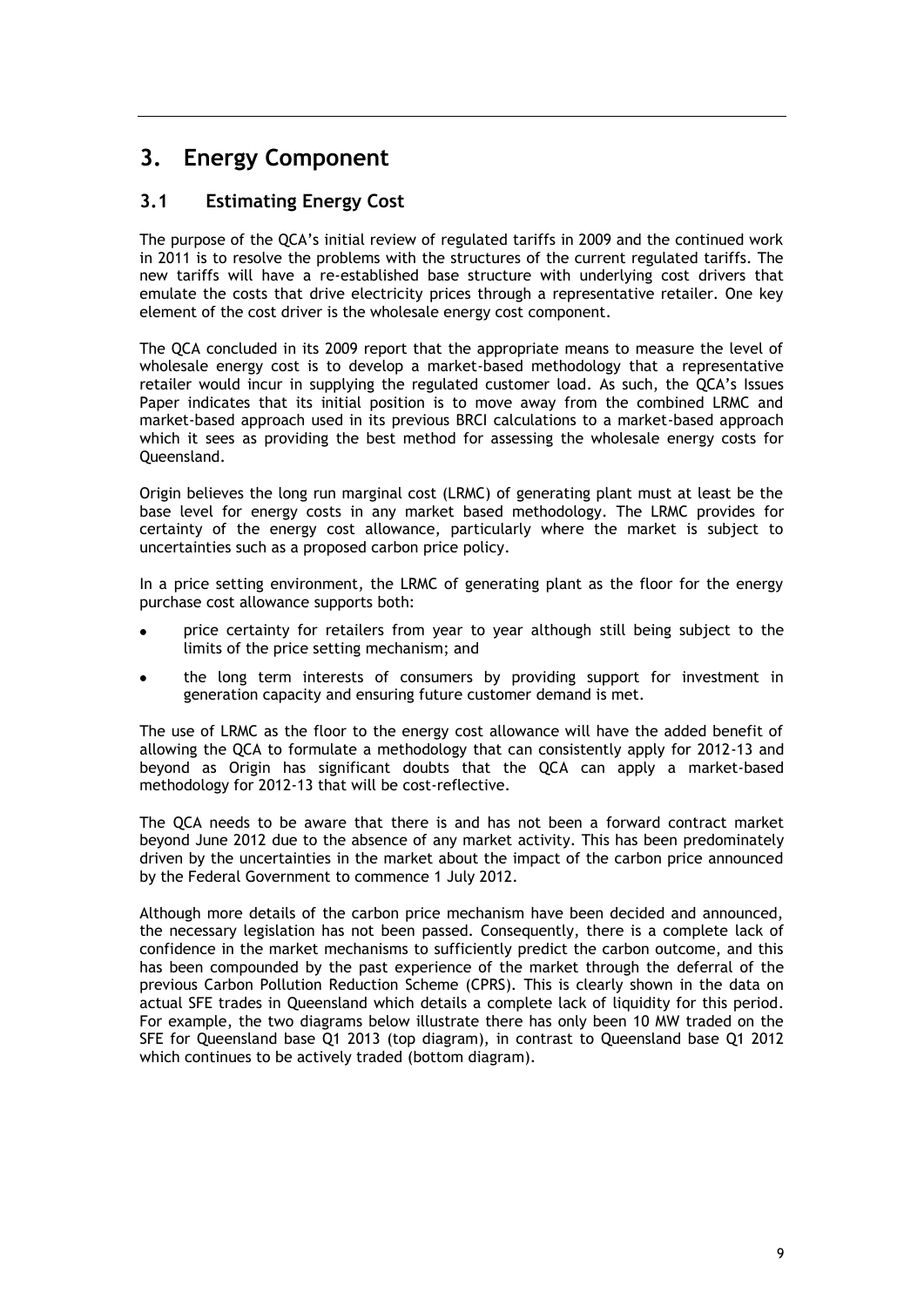# 3. Energy Component

## 3.1 Estimating Energy Cost

The purpose of the QCA's initial review of regulated tariffs in 2009 and the continued work in 2011 is to resolve the problems with the structures of the current regulated tariffs. The new tariffs will have a re-established base structure with underlying cost drivers that emulate the costs that drive electricity prices through a representative retailer. One key element of the cost driver is the wholesale energy cost component.

The QCA concluded in its 2009 report that the appropriate means to measure the level of wholesale energy cost is to develop a market-based methodology that a representative retailer would incur in supplying the regulated customer load. As such, the QCA's Issues Paper indicates that its initial position is to move away from the combined LRMC and market-based approach used in its previous BRCI calculations to a market-based approach which it sees as providing the best method for assessing the wholesale energy costs for Queensland.

Origin believes the long run marginal cost (LRMC) of generating plant must at least be the base level for energy costs in any market based methodology. The LRMC provides for certainty of the energy cost allowance, particularly where the market is subject to uncertainties such as a proposed carbon price policy.

In a price setting environment, the LRMC of generating plant as the floor for the energy purchase cost allowance supports both:

- price certainty for retailers from year to year although still being subject to the limits of the price setting mechanism; and
- the long term interests of consumers by providing support for investment in generation capacity and ensuring future customer demand is met.

The use of LRMC as the floor to the energy cost allowance will have the added benefit of allowing the QCA to formulate a methodology that can consistently apply for 2012-13 and beyond as Origin has significant doubts that the QCA can apply a market-based methodology for 2012-13 that will be cost-reflective.

The QCA needs to be aware that there is and has not been a forward contract market beyond June 2012 due to the absence of any market activity. This has been predominately driven by the uncertainties in the market about the impact of the carbon price announced by the Federal Government to commence 1 July 2012.

Although more details of the carbon price mechanism have been decided and announced, the necessary legislation has not been passed. Consequently, there is a complete lack of confidence in the market mechanisms to sufficiently predict the carbon outcome, and this has been compounded by the past experience of the market through the deferral of the previous Carbon Pollution Reduction Scheme (CPRS). This is clearly shown in the data on actual SFE trades in Queensland which details a complete lack of liquidity for this period. For example, the two diagrams below illustrate there has only been 10 MW traded on the SFE for Queensland base Q1 2013 (top diagram), in contrast to Queensland base Q1 2012 which continues to be actively traded (bottom diagram).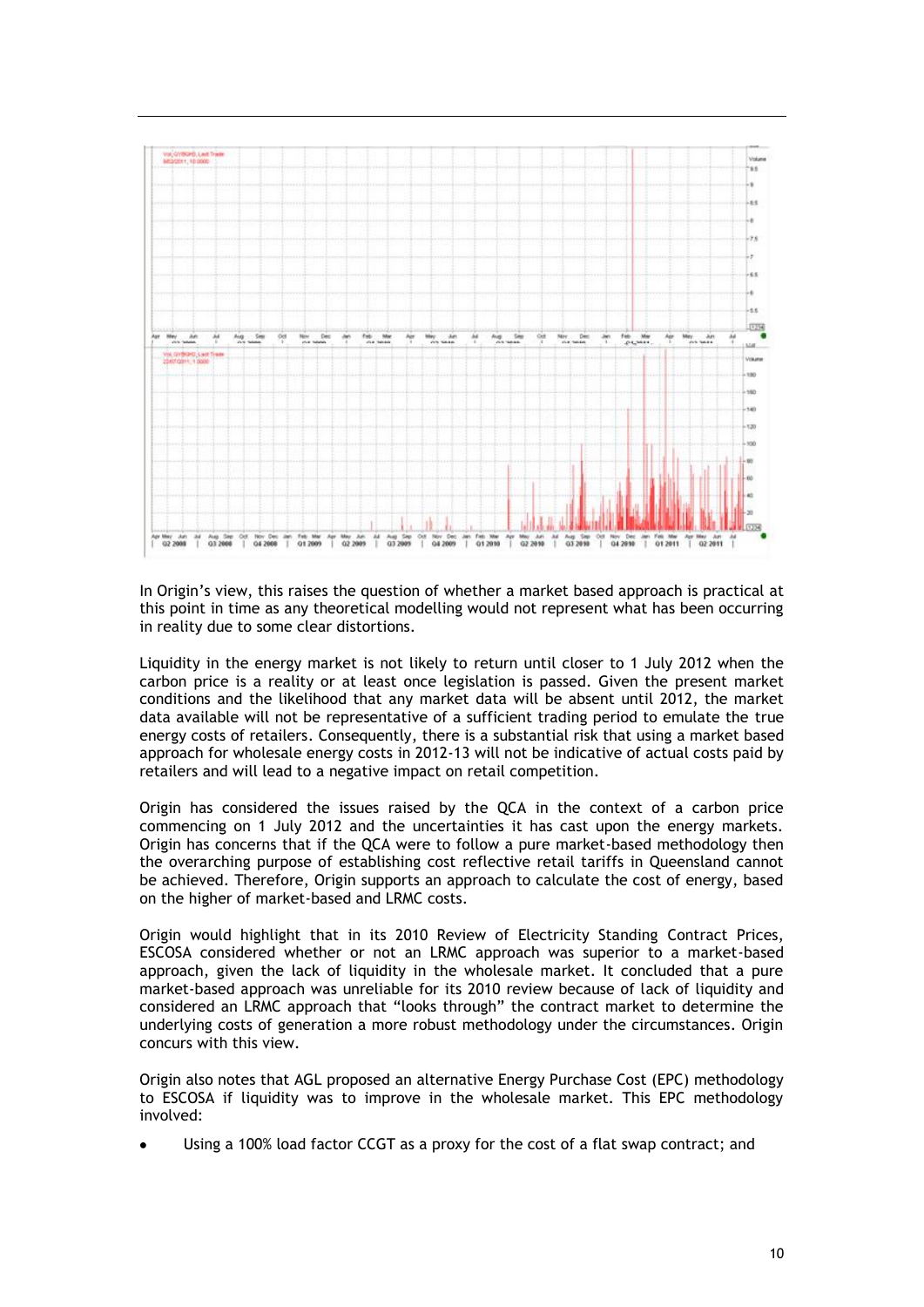In Origin's view, this raises the question of whether a market based approach is practical at this point in time as any theoretical modelling would not represent what has been occurring in reality due to some clear distortions.

Liquidity in the energy market is not likely to return until closer to 1 July 2012 when the carbon price is a reality or at least once legislation is passed. Given the present market conditions and the likelihood that any market data will be absent until 2012, the market data available will not be representative of a sufficient trading period to emulate the true energy costs of retailers. Consequently, there is a substantial risk that using a market based approach for wholesale energy costs in 2012-13 will not be indicative of actual costs paid by retailers and will lead to a negative impact on retail competition.

Origin has considered the issues raised by the QCA in the context of a carbon price commencing on 1 July 2012 and the uncertainties it has cast upon the energy markets. Origin has concerns that if the QCA were to follow a pure market-based methodology then the overarching purpose of establishing cost reflective retail tariffs in Queensland cannot be achieved. Therefore, Origin supports an approach to calculate the cost of energy, based on the higher of market-based and LRMC costs.

Origin would highlight that in its 2010 Review of Electricity Standing Contract Prices, ESCOSA considered whether or not an LRMC approach was superior to a market-based approach, given the lack of liquidity in the wholesale market. It concluded that a pure market-based approach was unreliable for its 2010 review because of lack of liquidity and considered an LRMC approach that "looks through" the contract market to determine the underlying costs of generation a more robust methodology under the circumstances. Origin concurs with this view.

Origin also notes that AGL proposed an alternative Energy Purchase Cost (EPC) methodology to ESCOSA if liquidity was to improve in the wholesale market. This EPC methodology involved:

- Using a 100% load factor CCGT as a proxy for the cost of a flat swap contract; and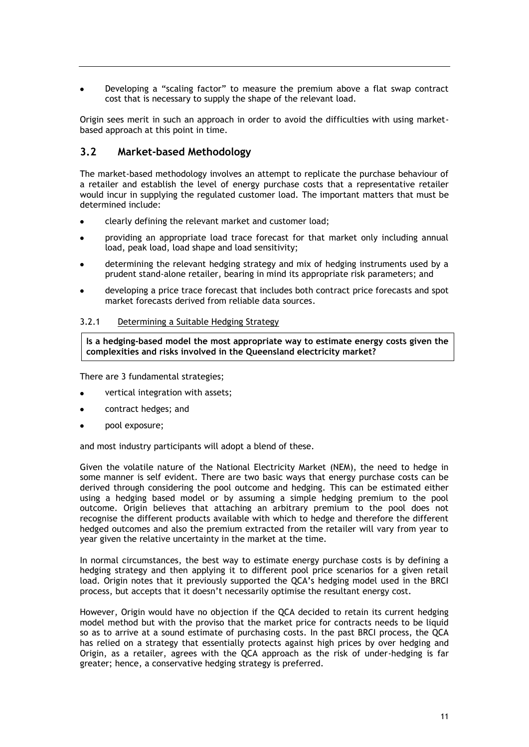- Developing a "scaling factor" to measure the premium above a flat swap contract cost that is necessary to supply the shape of the relevant load.

Origin sees merit in such an approach in order to avoid the difficulties with using market-based approach at this point in time.

## 3.2 Market-based Methodology

The market-based methodology involves an attempt to replicate the purchase behaviour of a retailer and establish the level of energy purchase costs that a representative retailer would incur in supplying the regulated customer load. The important matters that must be determined include:

- clearly defining the relevant market and customer load;
- providing an appropriate load trace forecast for that market only including annual load, peak load, load shape and load sensitivity;
- determining the relevant hedging strategy and mix of hedging instruments used by a prudent stand-alone retailer, bearing in mind its appropriate risk parameters; and
- developing a price trace forecast that includes both contract price forecasts and spot market forecasts derived from reliable data sources.

### 3.2.1 Determining a Suitable Hedging Strategy

**Is a hedging-based model the most appropriate way to estimate energy costs given the complexities and risks involved in the Queensland electricity market?**

There are 3 fundamental strategies;

- vertical integration with assets;
- contract hedges; and
- pool exposure;

and most industry participants will adopt a blend of these.

Given the volatile nature of the National Electricity Market (NEM), the need to hedge in some manner is self evident. There are two basic ways that energy purchase costs can be derived through considering the pool outcome and hedging. This can be estimated either using a hedging based model or by assuming a simple hedging premium to the pool outcome. Origin believes that attaching an arbitrary premium to the pool does not recognise the different products available with which to hedge and therefore the different hedged outcomes and also the premium extracted from the retailer will vary from year to year given the relative uncertainty in the market at the time.

In normal circumstances, the best way to estimate energy purchase costs is by defining a hedging strategy and then applying it to different pool price scenarios for a given retail load. Origin notes that it previously supported the QCA's hedging model used in the BRCI process, but accepts that it doesn't necessarily optimise the resultant energy cost.

However, Origin would have no objection if the QCA decided to retain its current hedging model method but with the proviso that the market price for contracts needs to be liquid so as to arrive at a sound estimate of purchasing costs. In the past BRCI process, the QCA has relied on a strategy that essentially protects against high prices by over hedging and Origin, as a retailer, agrees with the QCA approach as the risk of under-hedging is far greater; hence, a conservative hedging strategy is preferred.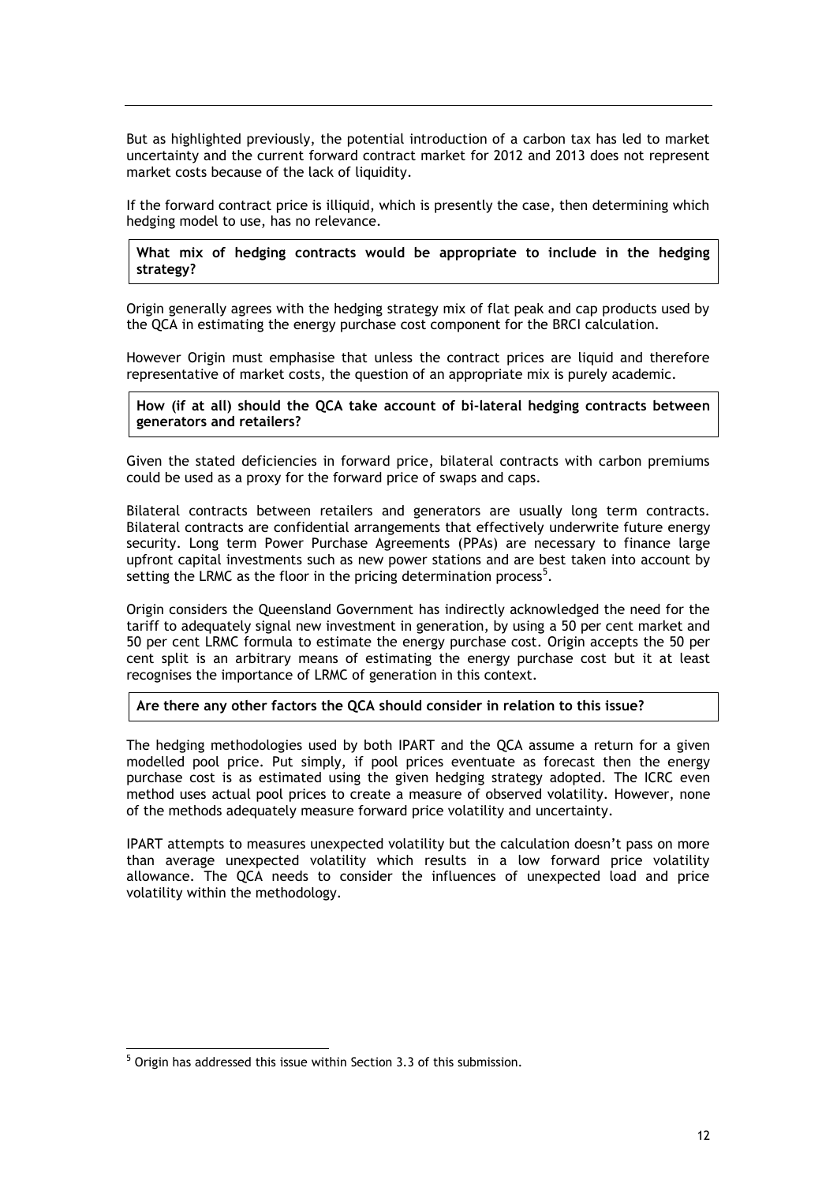But as highlighted previously, the potential introduction of a carbon tax has led to market uncertainty and the current forward contract market for 2012 and 2013 does not represent market costs because of the lack of liquidity.

If the forward contract price is illiquid, which is presently the case, then determining which hedging model to use, has no relevance.

**What mix of hedging contracts would be appropriate to include in the hedging strategy?**

Origin generally agrees with the hedging strategy mix of flat peak and cap products used by the QCA in estimating the energy purchase cost component for the BRCI calculation.

However Origin must emphasise that unless the contract prices are liquid and therefore representative of market costs, the question of an appropriate mix is purely academic.

**How (if at all) should the QCA take account of bi-lateral hedging contracts between generators and retailers?**

Given the stated deficiencies in forward price, bilateral contracts with carbon premiums could be used as a proxy for the forward price of swaps and caps.

Bilateral contracts between retailers and generators are usually long term contracts. Bilateral contracts are confidential arrangements that effectively underwrite future energy security. Long term Power Purchase Agreements (PPAs) are necessary to finance large upfront capital investments such as new power stations and are best taken into account by setting the LRMC as the floor in the pricing determination process[5].

Origin considers the Queensland Government has indirectly acknowledged the need for the tariff to adequately signal new investment in generation, by using a 50 per cent market and 50 per cent LRMC formula to estimate the energy purchase cost. Origin accepts the 50 per cent split is an arbitrary means of estimating the energy purchase cost but it at least recognises the importance of LRMC of generation in this context.

**Are there any other factors the QCA should consider in relation to this issue?**

The hedging methodologies used by both IPART and the QCA assume a return for a given modelled pool price. Put simply, if pool prices eventuate as forecast then the energy purchase cost is as estimated using the given hedging strategy adopted. The ICRC even method uses actual pool prices to create a measure of observed volatility. However, none of the methods adequately measure forward price volatility and uncertainty.

IPART attempts to measures unexpected volatility but the calculation doesn't pass on more than average unexpected volatility which results in a low forward price volatility allowance. The QCA needs to consider the influences of unexpected load and price volatility within the methodology.

[5] Origin has addressed this issue within Section 3.3 of this submission.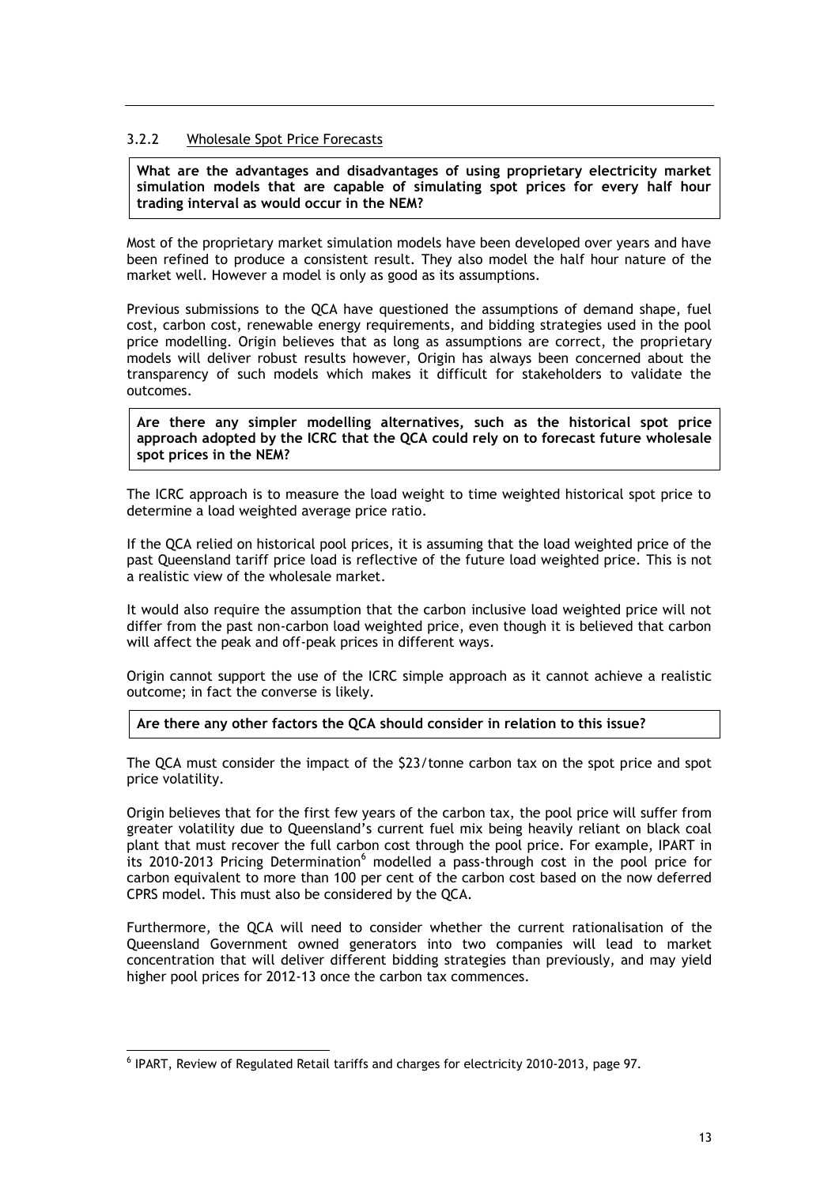### 3.2.2 Wholesale Spot Price Forecasts

**What are the advantages and disadvantages of using proprietary electricity market simulation models that are capable of simulating spot prices for every half hour trading interval as would occur in the NEM?**

Most of the proprietary market simulation models have been developed over years and have been refined to produce a consistent result. They also model the half hour nature of the market well. However a model is only as good as its assumptions.

Previous submissions to the QCA have questioned the assumptions of demand shape, fuel cost, carbon cost, renewable energy requirements, and bidding strategies used in the pool price modelling. Origin believes that as long as assumptions are correct, the proprietary models will deliver robust results however, Origin has always been concerned about the transparency of such models which makes it difficult for stakeholders to validate the outcomes.

**Are there any simpler modelling alternatives, such as the historical spot price approach adopted by the ICRC that the QCA could rely on to forecast future wholesale spot prices in the NEM?**

The ICRC approach is to measure the load weight to time weighted historical spot price to determine a load weighted average price ratio.

If the QCA relied on historical pool prices, it is assuming that the load weighted price of the past Queensland tariff price load is reflective of the future load weighted price. This is not a realistic view of the wholesale market.

It would also require the assumption that the carbon inclusive load weighted price will not differ from the past non-carbon load weighted price, even though it is believed that carbon will affect the peak and off-peak prices in different ways.

Origin cannot support the use of the ICRC simple approach as it cannot achieve a realistic outcome; in fact the converse is likely.

**Are there any other factors the QCA should consider in relation to this issue?**

The QCA must consider the impact of the $23/tonne carbon tax on the spot price and spot price volatility.

Origin believes that for the first few years of the carbon tax, the pool price will suffer from greater volatility due to Queensland's current fuel mix being heavily reliant on black coal plant that must recover the full carbon cost through the pool price. For example, IPART in its 2010-2013 Pricing Determination[6] modelled a pass-through cost in the pool price for carbon equivalent to more than 100 per cent of the carbon cost based on the now deferred CPRS model. This must also be considered by the QCA.

Furthermore, the QCA will need to consider whether the current rationalisation of the Queensland Government owned generators into two companies will lead to market concentration that will deliver different bidding strategies than previously, and may yield higher pool prices for 2012-13 once the carbon tax commences.

---

[6] IPART, Review of Regulated Retail tariffs and charges for electricity 2010-2013, page 97.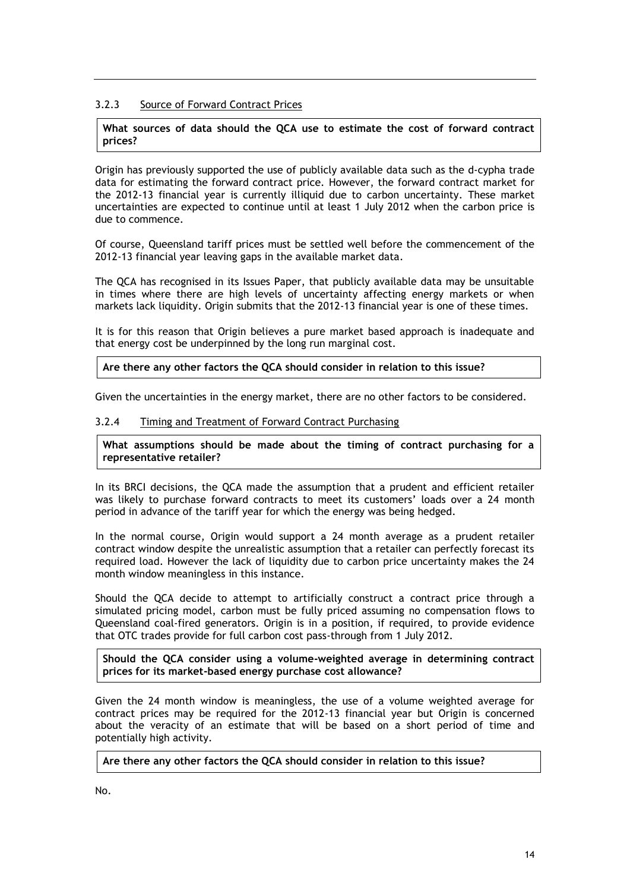### 3.2.3 Source of Forward Contract Prices

**What sources of data should the QCA use to estimate the cost of forward contract prices?**

Origin has previously supported the use of publicly available data such as the d-cypha trade data for estimating the forward contract price. However, the forward contract market for the 2012-13 financial year is currently illiquid due to carbon uncertainty. These market uncertainties are expected to continue until at least 1 July 2012 when the carbon price is due to commence.

Of course, Queensland tariff prices must be settled well before the commencement of the 2012-13 financial year leaving gaps in the available market data.

The QCA has recognised in its Issues Paper, that publicly available data may be unsuitable in times where there are high levels of uncertainty affecting energy markets or when markets lack liquidity. Origin submits that the 2012-13 financial year is one of these times.

It is for this reason that Origin believes a pure market based approach is inadequate and that energy cost be underpinned by the long run marginal cost.

**Are there any other factors the QCA should consider in relation to this issue?**

Given the uncertainties in the energy market, there are no other factors to be considered.

### 3.2.4 Timing and Treatment of Forward Contract Purchasing

**What assumptions should be made about the timing of contract purchasing for a representative retailer?**

In its BRCI decisions, the QCA made the assumption that a prudent and efficient retailer was likely to purchase forward contracts to meet its customers' loads over a 24 month period in advance of the tariff year for which the energy was being hedged.

In the normal course, Origin would support a 24 month average as a prudent retailer contract window despite the unrealistic assumption that a retailer can perfectly forecast its required load. However the lack of liquidity due to carbon price uncertainty makes the 24 month window meaningless in this instance.

Should the QCA decide to attempt to artificially construct a contract price through a simulated pricing model, carbon must be fully priced assuming no compensation flows to Queensland coal-fired generators. Origin is in a position, if required, to provide evidence that OTC trades provide for full carbon cost pass-through from 1 July 2012.

**Should the QCA consider using a volume-weighted average in determining contract prices for its market-based energy purchase cost allowance?**

Given the 24 month window is meaningless, the use of a volume weighted average for contract prices may be required for the 2012-13 financial year but Origin is concerned about the veracity of an estimate that will be based on a short period of time and potentially high activity.

**Are there any other factors the QCA should consider in relation to this issue?**

No.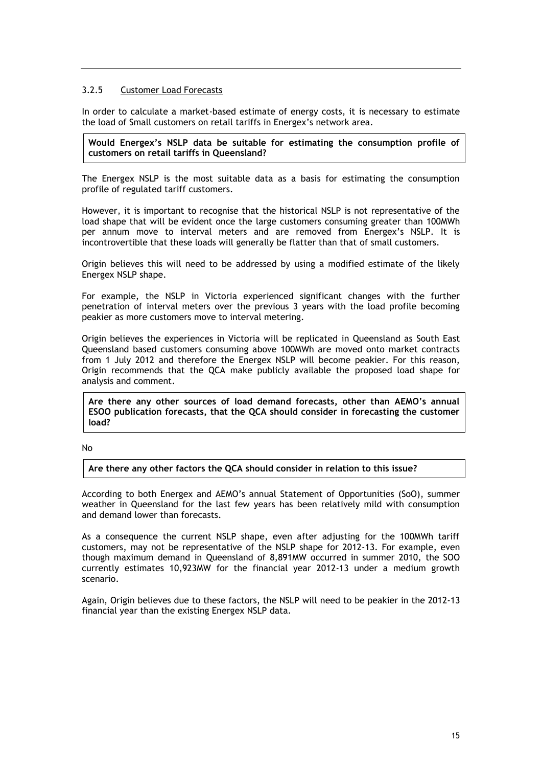### 3.2.5 Customer Load Forecasts

In order to calculate a market-based estimate of energy costs, it is necessary to estimate the load of Small customers on retail tariffs in Energex's network area.

**Would Energex's NSLP data be suitable for estimating the consumption profile of customers on retail tariffs in Queensland?**

The Energex NSLP is the most suitable data as a basis for estimating the consumption profile of regulated tariff customers.

However, it is important to recognise that the historical NSLP is not representative of the load shape that will be evident once the large customers consuming greater than 100MWh per annum move to interval meters and are removed from Energex's NSLP. It is incontrovertible that these loads will generally be flatter than that of small customers.

Origin believes this will need to be addressed by using a modified estimate of the likely Energex NSLP shape.

For example, the NSLP in Victoria experienced significant changes with the further penetration of interval meters over the previous 3 years with the load profile becoming peakier as more customers move to interval metering.

Origin believes the experiences in Victoria will be replicated in Queensland as South East Queensland based customers consuming above 100MWh are moved onto market contracts from 1 July 2012 and therefore the Energex NSLP will become peakier. For this reason, Origin recommends that the QCA make publicly available the proposed load shape for analysis and comment.

**Are there any other sources of load demand forecasts, other than AEMO's annual ESOO publication forecasts, that the QCA should consider in forecasting the customer load?**

No

**Are there any other factors the QCA should consider in relation to this issue?**

According to both Energex and AEMO's annual Statement of Opportunities (SoO), summer weather in Queensland for the last few years has been relatively mild with consumption and demand lower than forecasts.

As a consequence the current NSLP shape, even after adjusting for the 100MWh tariff customers, may not be representative of the NSLP shape for 2012-13. For example, even though maximum demand in Queensland of 8,891MW occurred in summer 2010, the SOO currently estimates 10,923MW for the financial year 2012-13 under a medium growth scenario.

Again, Origin believes due to these factors, the NSLP will need to be peakier in the 2012-13 financial year than the existing Energex NSLP data.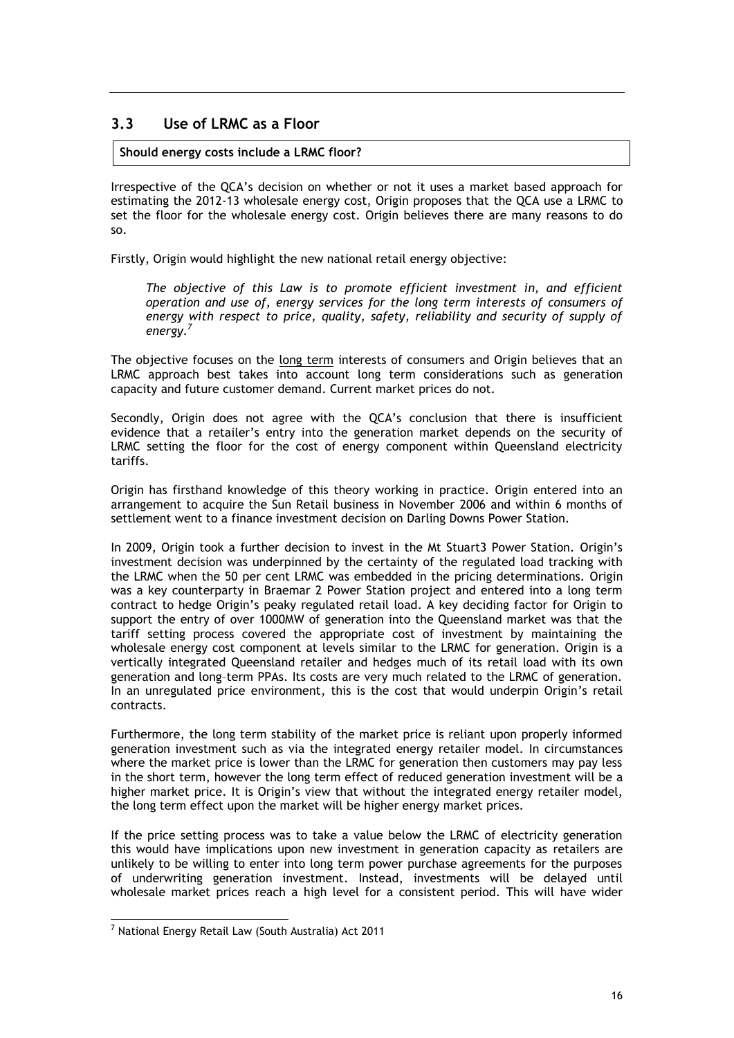## 3.3 Use of LRMC as a Floor

**Should energy costs include a LRMC floor?**

Irrespective of the QCA's decision on whether or not it uses a market based approach for estimating the 2012-13 wholesale energy cost, Origin proposes that the QCA use a LRMC to set the floor for the wholesale energy cost. Origin believes there are many reasons to do so.

Firstly, Origin would highlight the new national retail energy objective:

> *The objective of this Law is to promote efficient investment in, and efficient operation and use of, energy services for the long term interests of consumers of energy with respect to price, quality, safety, reliability and security of supply of energy.*[7]

The objective focuses on the long term interests of consumers and Origin believes that an LRMC approach best takes into account long term considerations such as generation capacity and future customer demand. Current market prices do not.

Secondly, Origin does not agree with the QCA's conclusion that there is insufficient evidence that a retailer's entry into the generation market depends on the security of LRMC setting the floor for the cost of energy component within Queensland electricity tariffs.

Origin has firsthand knowledge of this theory working in practice. Origin entered into an arrangement to acquire the Sun Retail business in November 2006 and within 6 months of settlement went to a finance investment decision on Darling Downs Power Station.

In 2009, Origin took a further decision to invest in the Mt Stuart3 Power Station. Origin's investment decision was underpinned by the certainty of the regulated load tracking with the LRMC when the 50 per cent LRMC was embedded in the pricing determinations. Origin was a key counterparty in Braemar 2 Power Station project and entered into a long term contract to hedge Origin's peaky regulated retail load. A key deciding factor for Origin to support the entry of over 1000MW of generation into the Queensland market was that the tariff setting process covered the appropriate cost of investment by maintaining the wholesale energy cost component at levels similar to the LRMC for generation. Origin is a vertically integrated Queensland retailer and hedges much of its retail load with its own generation and long–term PPAs. Its costs are very much related to the LRMC of generation. In an unregulated price environment, this is the cost that would underpin Origin's retail contracts.

Furthermore, the long term stability of the market price is reliant upon properly informed generation investment such as via the integrated energy retailer model. In circumstances where the market price is lower than the LRMC for generation then customers may pay less in the short term, however the long term effect of reduced generation investment will be a higher market price. It is Origin's view that without the integrated energy retailer model, the long term effect upon the market will be higher energy market prices.

If the price setting process was to take a value below the LRMC of electricity generation this would have implications upon new investment in generation capacity as retailers are unlikely to be willing to enter into long term power purchase agreements for the purposes of underwriting generation investment. Instead, investments will be delayed until wholesale market prices reach a high level for a consistent period. This will have wider

---

[7] National Energy Retail Law (South Australia) Act 2011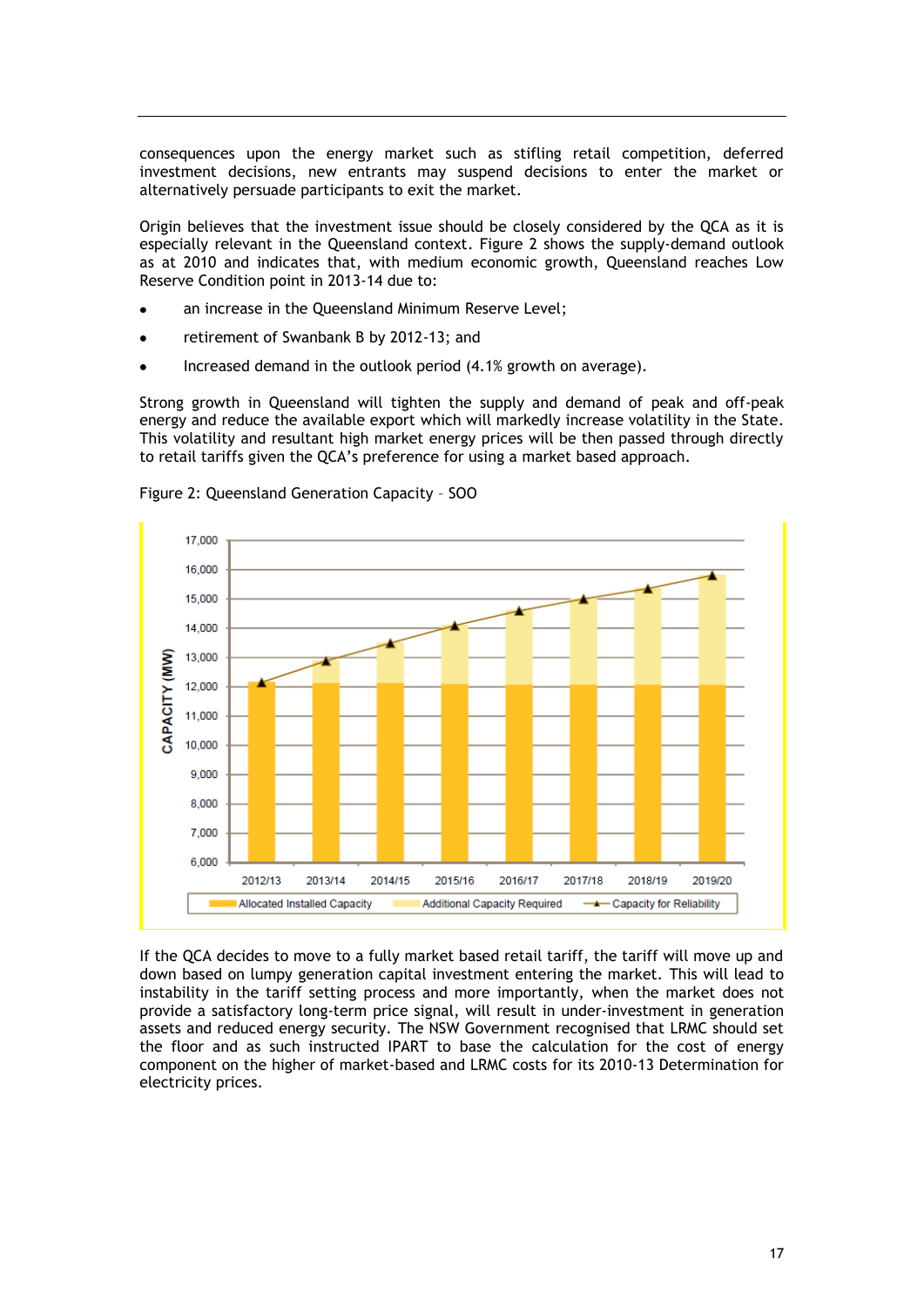consequences upon the energy market such as stifling retail competition, deferred investment decisions, new entrants may suspend decisions to enter the market or alternatively persuade participants to exit the market.

Origin believes that the investment issue should be closely considered by the QCA as it is especially relevant in the Queensland context. Figure 2 shows the supply-demand outlook as at 2010 and indicates that, with medium economic growth, Queensland reaches Low Reserve Condition point in 2013-14 due to:

- an increase in the Queensland Minimum Reserve Level;
- retirement of Swanbank B by 2012-13; and
- Increased demand in the outlook period (4.1% growth on average).

Strong growth in Queensland will tighten the supply and demand of peak and off-peak energy and reduce the available export which will markedly increase volatility in the State. This volatility and resultant high market energy prices will be then passed through directly to retail tariffs given the QCA's preference for using a market based approach.

Figure 2: Queensland Generation Capacity – SOO

If the QCA decides to move to a fully market based retail tariff, the tariff will move up and down based on lumpy generation capital investment entering the market. This will lead to instability in the tariff setting process and more importantly, when the market does not provide a satisfactory long-term price signal, will result in under-investment in generation assets and reduced energy security. The NSW Government recognised that LRMC should set the floor and as such instructed IPART to base the calculation for the cost of energy component on the higher of market-based and LRMC costs for its 2010-13 Determination for electricity prices.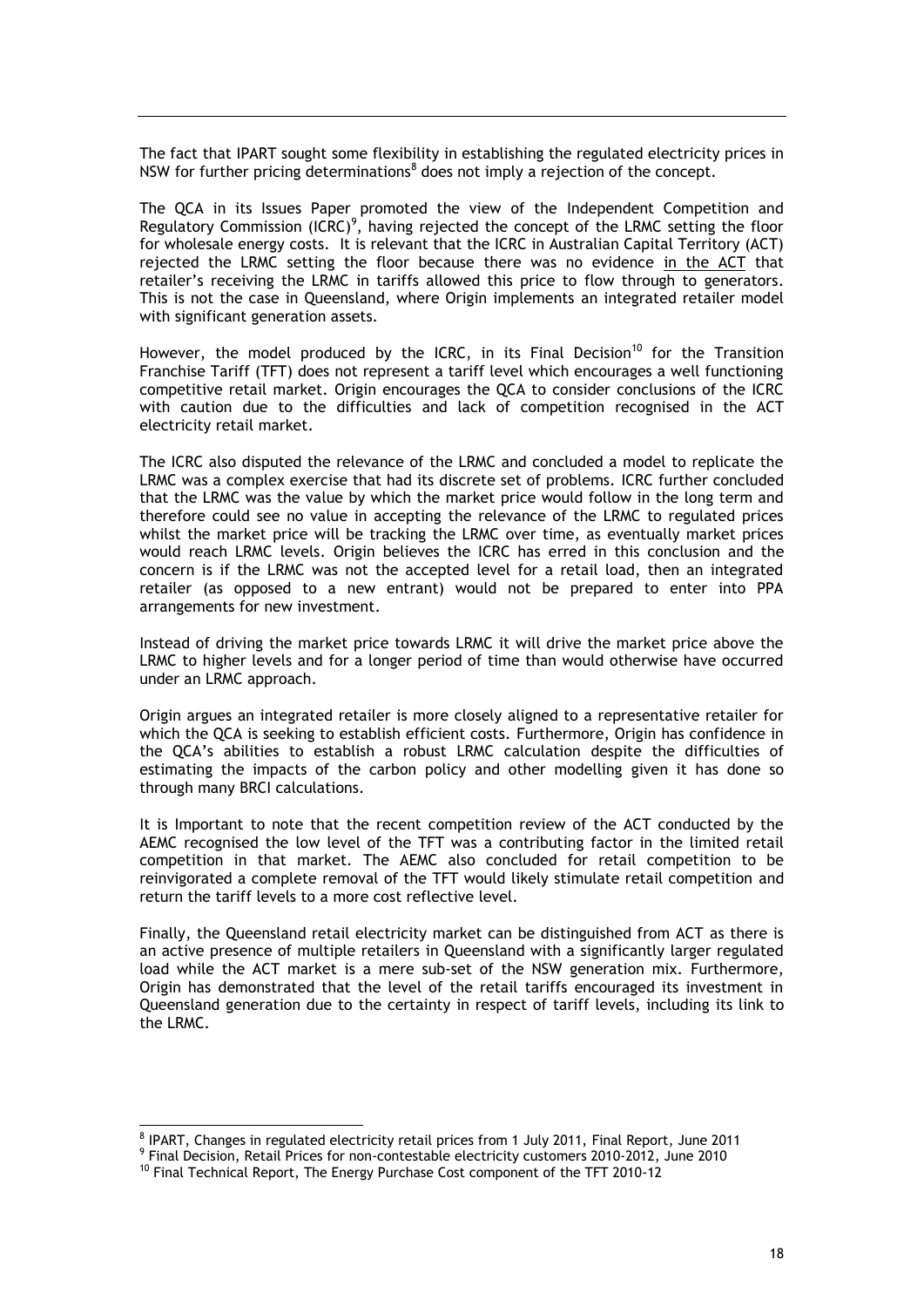The fact that IPART sought some flexibility in establishing the regulated electricity prices in NSW for further pricing determinations[8] does not imply a rejection of the concept.

The QCA in its Issues Paper promoted the view of the Independent Competition and Regulatory Commission (ICRC)[9], having rejected the concept of the LRMC setting the floor for wholesale energy costs. It is relevant that the ICRC in Australian Capital Territory (ACT) rejected the LRMC setting the floor because there was no evidence in the ACT that retailer's receiving the LRMC in tariffs allowed this price to flow through to generators. This is not the case in Queensland, where Origin implements an integrated retailer model with significant generation assets.

However, the model produced by the ICRC, in its Final Decision[10] for the Transition Franchise Tariff (TFT) does not represent a tariff level which encourages a well functioning competitive retail market. Origin encourages the QCA to consider conclusions of the ICRC with caution due to the difficulties and lack of competition recognised in the ACT electricity retail market.

The ICRC also disputed the relevance of the LRMC and concluded a model to replicate the LRMC was a complex exercise that had its discrete set of problems. ICRC further concluded that the LRMC was the value by which the market price would follow in the long term and therefore could see no value in accepting the relevance of the LRMC to regulated prices whilst the market price will be tracking the LRMC over time, as eventually market prices would reach LRMC levels. Origin believes the ICRC has erred in this conclusion and the concern is if the LRMC was not the accepted level for a retail load, then an integrated retailer (as opposed to a new entrant) would not be prepared to enter into PPA arrangements for new investment.

Instead of driving the market price towards LRMC it will drive the market price above the LRMC to higher levels and for a longer period of time than would otherwise have occurred under an LRMC approach.

Origin argues an integrated retailer is more closely aligned to a representative retailer for which the QCA is seeking to establish efficient costs. Furthermore, Origin has confidence in the QCA's abilities to establish a robust LRMC calculation despite the difficulties of estimating the impacts of the carbon policy and other modelling given it has done so through many BRCI calculations.

It is Important to note that the recent competition review of the ACT conducted by the AEMC recognised the low level of the TFT was a contributing factor in the limited retail competition in that market. The AEMC also concluded for retail competition to be reinvigorated a complete removal of the TFT would likely stimulate retail competition and return the tariff levels to a more cost reflective level.

Finally, the Queensland retail electricity market can be distinguished from ACT as there is an active presence of multiple retailers in Queensland with a significantly larger regulated load while the ACT market is a mere sub-set of the NSW generation mix. Furthermore, Origin has demonstrated that the level of the retail tariffs encouraged its investment in Queensland generation due to the certainty in respect of tariff levels, including its link to the LRMC.

---

[8] IPART, Changes in regulated electricity retail prices from 1 July 2011, Final Report, June 2011

[9] Final Decision, Retail Prices for non-contestable electricity customers 2010-2012, June 2010

[10] Final Technical Report, The Energy Purchase Cost component of the TFT 2010-12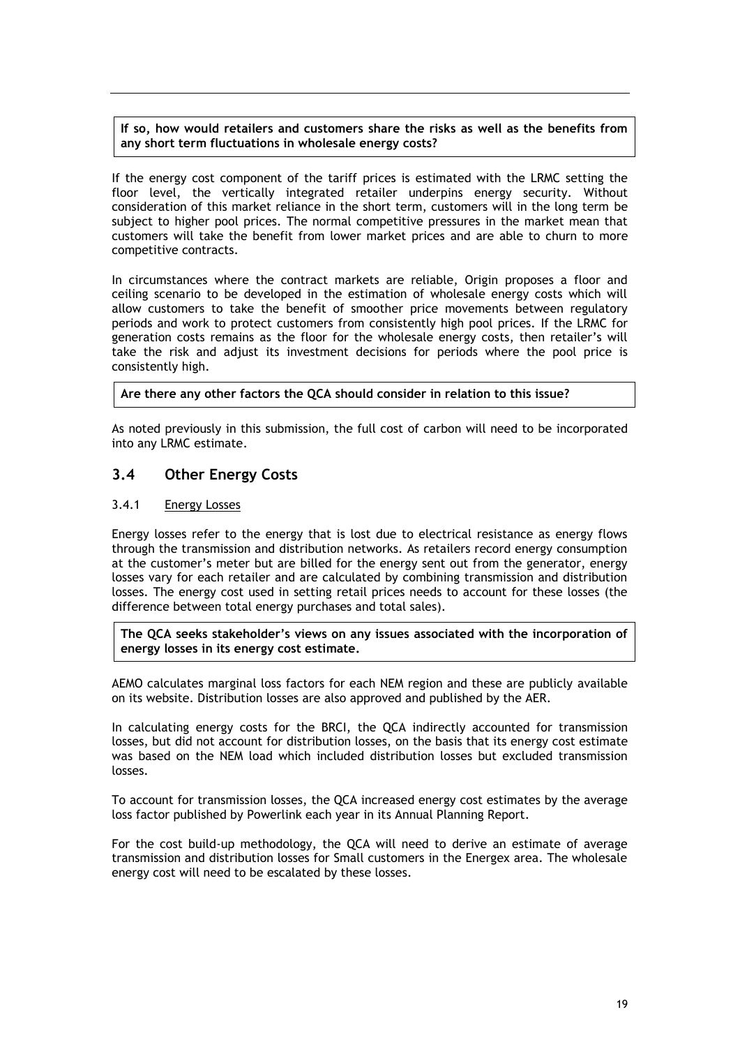**If so, how would retailers and customers share the risks as well as the benefits from any short term fluctuations in wholesale energy costs?**

If the energy cost component of the tariff prices is estimated with the LRMC setting the floor level, the vertically integrated retailer underpins energy security. Without consideration of this market reliance in the short term, customers will in the long term be subject to higher pool prices. The normal competitive pressures in the market mean that customers will take the benefit from lower market prices and are able to churn to more competitive contracts.

In circumstances where the contract markets are reliable, Origin proposes a floor and ceiling scenario to be developed in the estimation of wholesale energy costs which will allow customers to take the benefit of smoother price movements between regulatory periods and work to protect customers from consistently high pool prices. If the LRMC for generation costs remains as the floor for the wholesale energy costs, then retailer's will take the risk and adjust its investment decisions for periods where the pool price is consistently high.

**Are there any other factors the QCA should consider in relation to this issue?**

As noted previously in this submission, the full cost of carbon will need to be incorporated into any LRMC estimate.

## 3.4 Other Energy Costs

### 3.4.1 Energy Losses

Energy losses refer to the energy that is lost due to electrical resistance as energy flows through the transmission and distribution networks. As retailers record energy consumption at the customer's meter but are billed for the energy sent out from the generator, energy losses vary for each retailer and are calculated by combining transmission and distribution losses. The energy cost used in setting retail prices needs to account for these losses (the difference between total energy purchases and total sales).

**The QCA seeks stakeholder's views on any issues associated with the incorporation of energy losses in its energy cost estimate.**

AEMO calculates marginal loss factors for each NEM region and these are publicly available on its website. Distribution losses are also approved and published by the AER.

In calculating energy costs for the BRCI, the QCA indirectly accounted for transmission losses, but did not account for distribution losses, on the basis that its energy cost estimate was based on the NEM load which included distribution losses but excluded transmission losses.

To account for transmission losses, the QCA increased energy cost estimates by the average loss factor published by Powerlink each year in its Annual Planning Report.

For the cost build-up methodology, the QCA will need to derive an estimate of average transmission and distribution losses for Small customers in the Energex area. The wholesale energy cost will need to be escalated by these losses.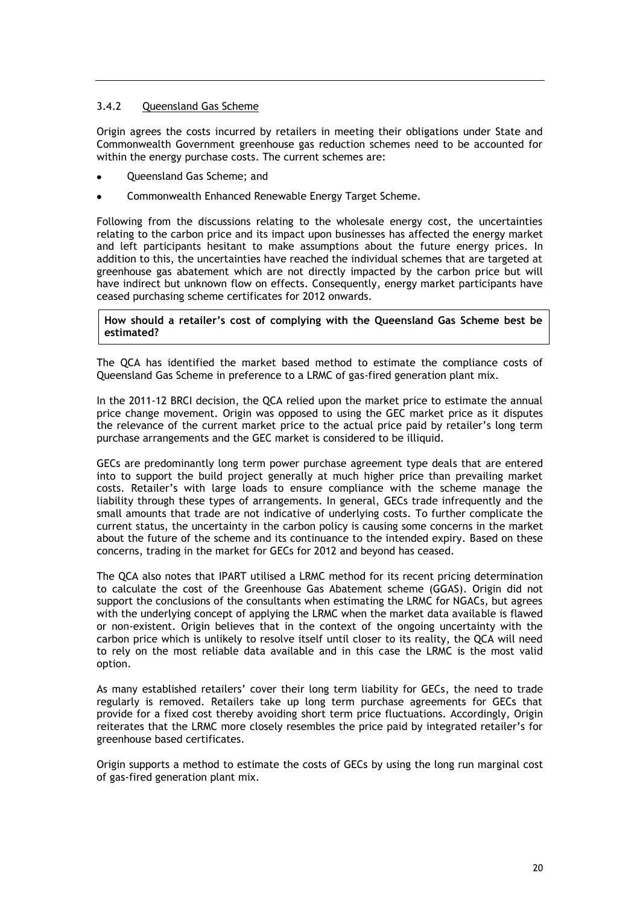### 3.4.2 Queensland Gas Scheme

Origin agrees the costs incurred by retailers in meeting their obligations under State and Commonwealth Government greenhouse gas reduction schemes need to be accounted for within the energy purchase costs. The current schemes are:

- Queensland Gas Scheme; and
- Commonwealth Enhanced Renewable Energy Target Scheme.

Following from the discussions relating to the wholesale energy cost, the uncertainties relating to the carbon price and its impact upon businesses has affected the energy market and left participants hesitant to make assumptions about the future energy prices. In addition to this, the uncertainties have reached the individual schemes that are targeted at greenhouse gas abatement which are not directly impacted by the carbon price but will have indirect but unknown flow on effects. Consequently, energy market participants have ceased purchasing scheme certificates for 2012 onwards.

**How should a retailer's cost of complying with the Queensland Gas Scheme best be estimated?**

The QCA has identified the market based method to estimate the compliance costs of Queensland Gas Scheme in preference to a LRMC of gas-fired generation plant mix.

In the 2011-12 BRCI decision, the QCA relied upon the market price to estimate the annual price change movement. Origin was opposed to using the GEC market price as it disputes the relevance of the current market price to the actual price paid by retailer's long term purchase arrangements and the GEC market is considered to be illiquid.

GECs are predominantly long term power purchase agreement type deals that are entered into to support the build project generally at much higher price than prevailing market costs. Retailer's with large loads to ensure compliance with the scheme manage the liability through these types of arrangements. In general, GECs trade infrequently and the small amounts that trade are not indicative of underlying costs. To further complicate the current status, the uncertainty in the carbon policy is causing some concerns in the market about the future of the scheme and its continuance to the intended expiry. Based on these concerns, trading in the market for GECs for 2012 and beyond has ceased.

The QCA also notes that IPART utilised a LRMC method for its recent pricing determination to calculate the cost of the Greenhouse Gas Abatement scheme (GGAS). Origin did not support the conclusions of the consultants when estimating the LRMC for NGACs, but agrees with the underlying concept of applying the LRMC when the market data available is flawed or non-existent. Origin believes that in the context of the ongoing uncertainty with the carbon price which is unlikely to resolve itself until closer to its reality, the QCA will need to rely on the most reliable data available and in this case the LRMC is the most valid option.

As many established retailers' cover their long term liability for GECs, the need to trade regularly is removed. Retailers take up long term purchase agreements for GECs that provide for a fixed cost thereby avoiding short term price fluctuations. Accordingly, Origin reiterates that the LRMC more closely resembles the price paid by integrated retailer's for greenhouse based certificates.

Origin supports a method to estimate the costs of GECs by using the long run marginal cost of gas-fired generation plant mix.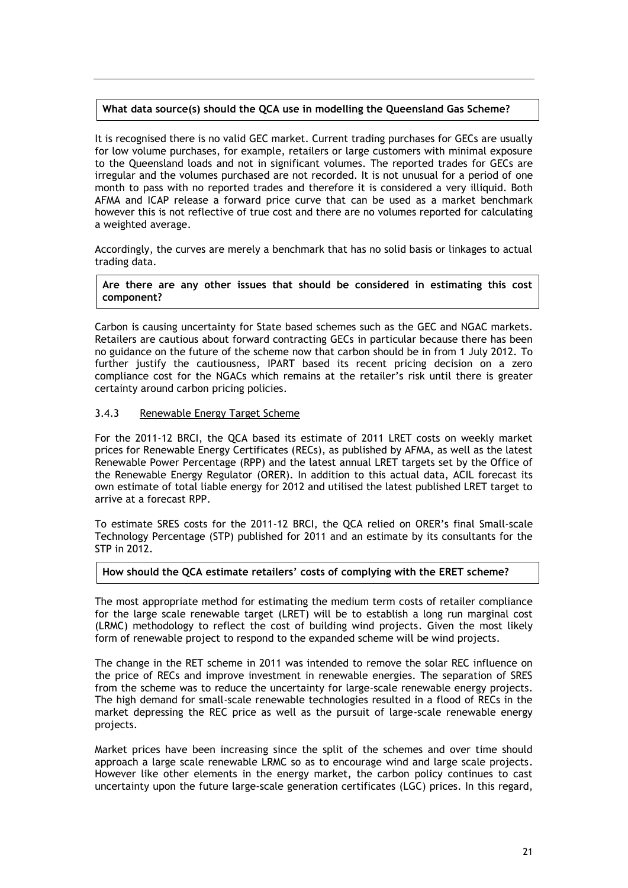**What data source(s) should the QCA use in modelling the Queensland Gas Scheme?**

It is recognised there is no valid GEC market. Current trading purchases for GECs are usually for low volume purchases, for example, retailers or large customers with minimal exposure to the Queensland loads and not in significant volumes. The reported trades for GECs are irregular and the volumes purchased are not recorded. It is not unusual for a period of one month to pass with no reported trades and therefore it is considered a very illiquid. Both AFMA and ICAP release a forward price curve that can be used as a market benchmark however this is not reflective of true cost and there are no volumes reported for calculating a weighted average.

Accordingly, the curves are merely a benchmark that has no solid basis or linkages to actual trading data.

**Are there are any other issues that should be considered in estimating this cost component?**

Carbon is causing uncertainty for State based schemes such as the GEC and NGAC markets. Retailers are cautious about forward contracting GECs in particular because there has been no guidance on the future of the scheme now that carbon should be in from 1 July 2012. To further justify the cautiousness, IPART based its recent pricing decision on a zero compliance cost for the NGACs which remains at the retailer's risk until there is greater certainty around carbon pricing policies.

### 3.4.3 Renewable Energy Target Scheme

For the 2011-12 BRCI, the QCA based its estimate of 2011 LRET costs on weekly market prices for Renewable Energy Certificates (RECs), as published by AFMA, as well as the latest Renewable Power Percentage (RPP) and the latest annual LRET targets set by the Office of the Renewable Energy Regulator (ORER). In addition to this actual data, ACIL forecast its own estimate of total liable energy for 2012 and utilised the latest published LRET target to arrive at a forecast RPP.

To estimate SRES costs for the 2011-12 BRCI, the QCA relied on ORER's final Small-scale Technology Percentage (STP) published for 2011 and an estimate by its consultants for the STP in 2012.

**How should the QCA estimate retailers' costs of complying with the ERET scheme?**

The most appropriate method for estimating the medium term costs of retailer compliance for the large scale renewable target (LRET) will be to establish a long run marginal cost (LRMC) methodology to reflect the cost of building wind projects. Given the most likely form of renewable project to respond to the expanded scheme will be wind projects.

The change in the RET scheme in 2011 was intended to remove the solar REC influence on the price of RECs and improve investment in renewable energies. The separation of SRES from the scheme was to reduce the uncertainty for large-scale renewable energy projects. The high demand for small-scale renewable technologies resulted in a flood of RECs in the market depressing the REC price as well as the pursuit of large-scale renewable energy projects.

Market prices have been increasing since the split of the schemes and over time should approach a large scale renewable LRMC so as to encourage wind and large scale projects. However like other elements in the energy market, the carbon policy continues to cast uncertainty upon the future large-scale generation certificates (LGC) prices. In this regard,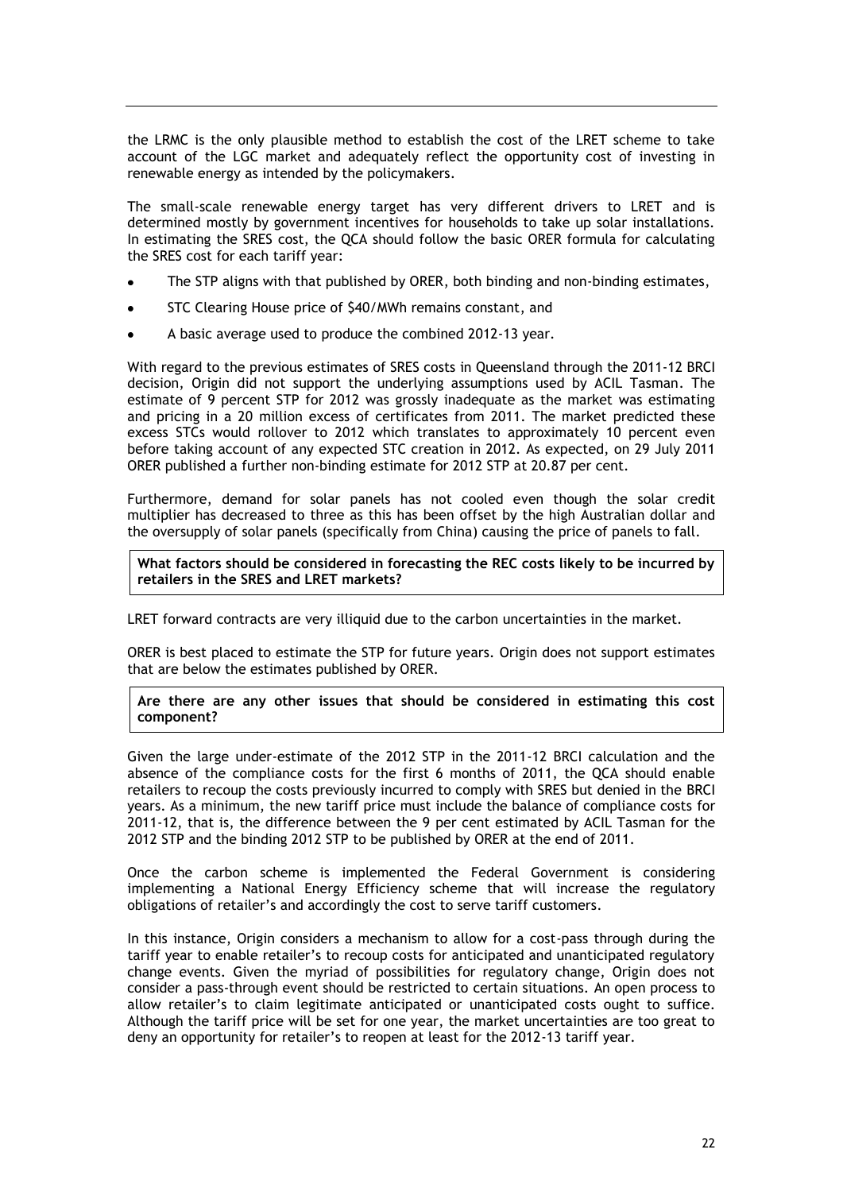the LRMC is the only plausible method to establish the cost of the LRET scheme to take account of the LGC market and adequately reflect the opportunity cost of investing in renewable energy as intended by the policymakers.

The small-scale renewable energy target has very different drivers to LRET and is determined mostly by government incentives for households to take up solar installations. In estimating the SRES cost, the QCA should follow the basic ORER formula for calculating the SRES cost for each tariff year:

- The STP aligns with that published by ORER, both binding and non-binding estimates,
- STC Clearing House price of $40/MWh remains constant, and
- A basic average used to produce the combined 2012-13 year.

With regard to the previous estimates of SRES costs in Queensland through the 2011-12 BRCI decision, Origin did not support the underlying assumptions used by ACIL Tasman. The estimate of 9 percent STP for 2012 was grossly inadequate as the market was estimating and pricing in a 20 million excess of certificates from 2011. The market predicted these excess STCs would rollover to 2012 which translates to approximately 10 percent even before taking account of any expected STC creation in 2012. As expected, on 29 July 2011 ORER published a further non-binding estimate for 2012 STP at 20.87 per cent.

Furthermore, demand for solar panels has not cooled even though the solar credit multiplier has decreased to three as this has been offset by the high Australian dollar and the oversupply of solar panels (specifically from China) causing the price of panels to fall.

**What factors should be considered in forecasting the REC costs likely to be incurred by retailers in the SRES and LRET markets?**

LRET forward contracts are very illiquid due to the carbon uncertainties in the market.

ORER is best placed to estimate the STP for future years. Origin does not support estimates that are below the estimates published by ORER.

**Are there are any other issues that should be considered in estimating this cost component?**

Given the large under-estimate of the 2012 STP in the 2011-12 BRCI calculation and the absence of the compliance costs for the first 6 months of 2011, the QCA should enable retailers to recoup the costs previously incurred to comply with SRES but denied in the BRCI years. As a minimum, the new tariff price must include the balance of compliance costs for 2011-12, that is, the difference between the 9 per cent estimated by ACIL Tasman for the 2012 STP and the binding 2012 STP to be published by ORER at the end of 2011.

Once the carbon scheme is implemented the Federal Government is considering implementing a National Energy Efficiency scheme that will increase the regulatory obligations of retailer's and accordingly the cost to serve tariff customers.

In this instance, Origin considers a mechanism to allow for a cost-pass through during the tariff year to enable retailer's to recoup costs for anticipated and unanticipated regulatory change events. Given the myriad of possibilities for regulatory change, Origin does not consider a pass-through event should be restricted to certain situations. An open process to allow retailer's to claim legitimate anticipated or unanticipated costs ought to suffice. Although the tariff price will be set for one year, the market uncertainties are too great to deny an opportunity for retailer's to reopen at least for the 2012-13 tariff year.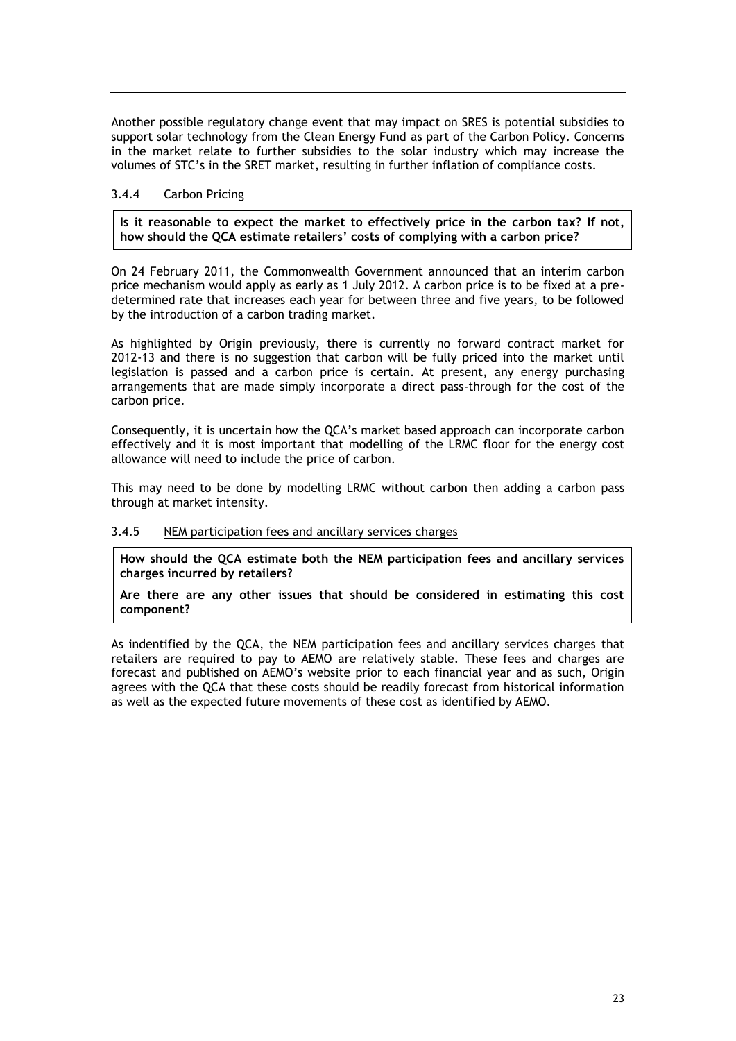Another possible regulatory change event that may impact on SRES is potential subsidies to support solar technology from the Clean Energy Fund as part of the Carbon Policy. Concerns in the market relate to further subsidies to the solar industry which may increase the volumes of STC's in the SRET market, resulting in further inflation of compliance costs.

### 3.4.4 Carbon Pricing

**Is it reasonable to expect the market to effectively price in the carbon tax? If not, how should the QCA estimate retailers' costs of complying with a carbon price?**

On 24 February 2011, the Commonwealth Government announced that an interim carbon price mechanism would apply as early as 1 July 2012. A carbon price is to be fixed at a pre-determined rate that increases each year for between three and five years, to be followed by the introduction of a carbon trading market.

As highlighted by Origin previously, there is currently no forward contract market for 2012-13 and there is no suggestion that carbon will be fully priced into the market until legislation is passed and a carbon price is certain. At present, any energy purchasing arrangements that are made simply incorporate a direct pass-through for the cost of the carbon price.

Consequently, it is uncertain how the QCA's market based approach can incorporate carbon effectively and it is most important that modelling of the LRMC floor for the energy cost allowance will need to include the price of carbon.

This may need to be done by modelling LRMC without carbon then adding a carbon pass through at market intensity.

### 3.4.5 NEM participation fees and ancillary services charges

**How should the QCA estimate both the NEM participation fees and ancillary services charges incurred by retailers?**

**Are there are any other issues that should be considered in estimating this cost component?**

As indentified by the QCA, the NEM participation fees and ancillary services charges that retailers are required to pay to AEMO are relatively stable. These fees and charges are forecast and published on AEMO's website prior to each financial year and as such, Origin agrees with the QCA that these costs should be readily forecast from historical information as well as the expected future movements of these cost as identified by AEMO.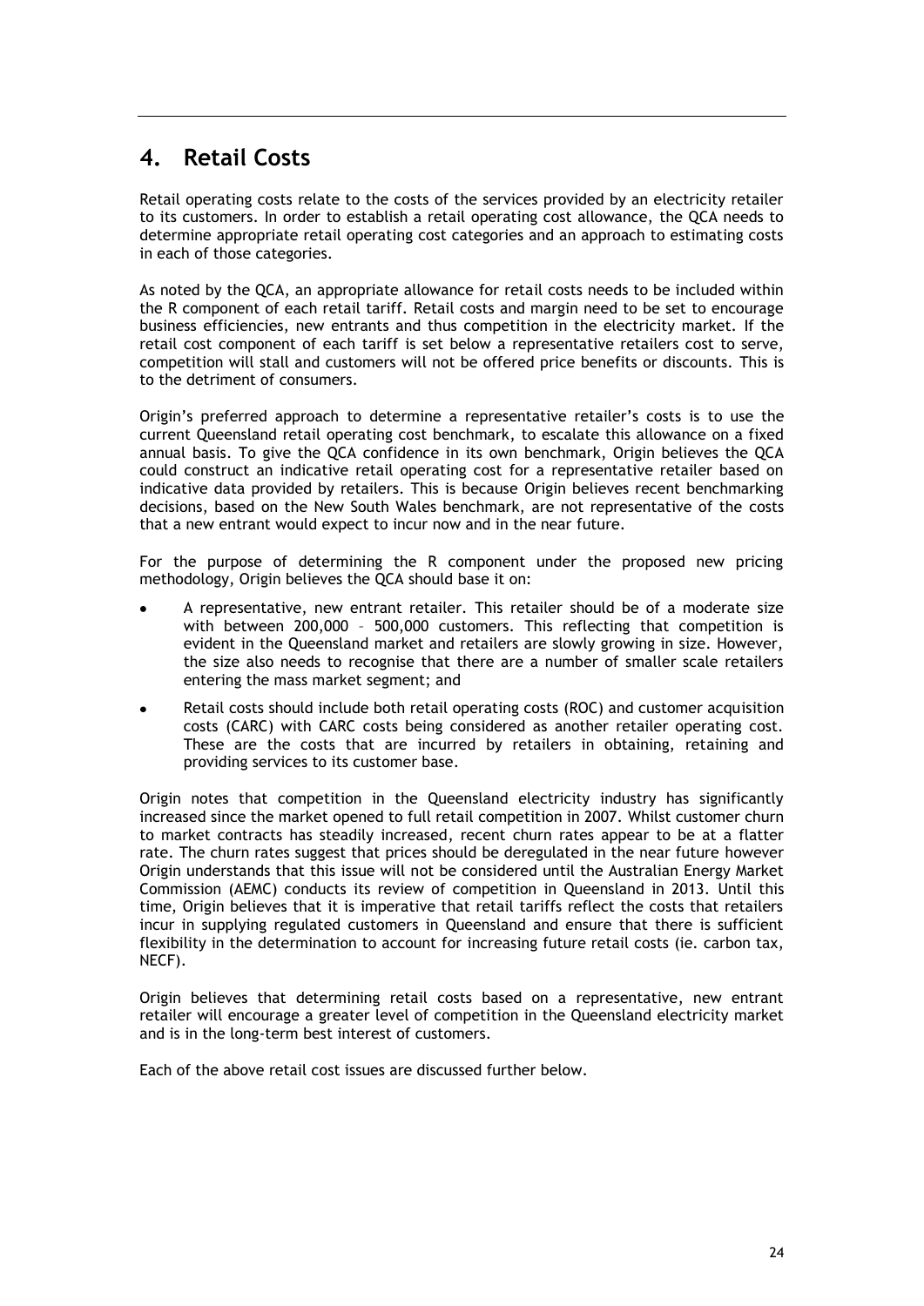# 4. Retail Costs

Retail operating costs relate to the costs of the services provided by an electricity retailer to its customers. In order to establish a retail operating cost allowance, the QCA needs to determine appropriate retail operating cost categories and an approach to estimating costs in each of those categories.

As noted by the QCA, an appropriate allowance for retail costs needs to be included within the R component of each retail tariff. Retail costs and margin need to be set to encourage business efficiencies, new entrants and thus competition in the electricity market. If the retail cost component of each tariff is set below a representative retailers cost to serve, competition will stall and customers will not be offered price benefits or discounts. This is to the detriment of consumers.

Origin's preferred approach to determine a representative retailer's costs is to use the current Queensland retail operating cost benchmark, to escalate this allowance on a fixed annual basis. To give the QCA confidence in its own benchmark, Origin believes the QCA could construct an indicative retail operating cost for a representative retailer based on indicative data provided by retailers. This is because Origin believes recent benchmarking decisions, based on the New South Wales benchmark, are not representative of the costs that a new entrant would expect to incur now and in the near future.

For the purpose of determining the R component under the proposed new pricing methodology, Origin believes the QCA should base it on:

- A representative, new entrant retailer. This retailer should be of a moderate size with between 200,000 – 500,000 customers. This reflecting that competition is evident in the Queensland market and retailers are slowly growing in size. However, the size also needs to recognise that there are a number of smaller scale retailers entering the mass market segment; and
- Retail costs should include both retail operating costs (ROC) and customer acquisition costs (CARC) with CARC costs being considered as another retailer operating cost. These are the costs that are incurred by retailers in obtaining, retaining and providing services to its customer base.

Origin notes that competition in the Queensland electricity industry has significantly increased since the market opened to full retail competition in 2007. Whilst customer churn to market contracts has steadily increased, recent churn rates appear to be at a flatter rate. The churn rates suggest that prices should be deregulated in the near future however Origin understands that this issue will not be considered until the Australian Energy Market Commission (AEMC) conducts its review of competition in Queensland in 2013. Until this time, Origin believes that it is imperative that retail tariffs reflect the costs that retailers incur in supplying regulated customers in Queensland and ensure that there is sufficient flexibility in the determination to account for increasing future retail costs (ie. carbon tax, NECF).

Origin believes that determining retail costs based on a representative, new entrant retailer will encourage a greater level of competition in the Queensland electricity market and is in the long-term best interest of customers.

Each of the above retail cost issues are discussed further below.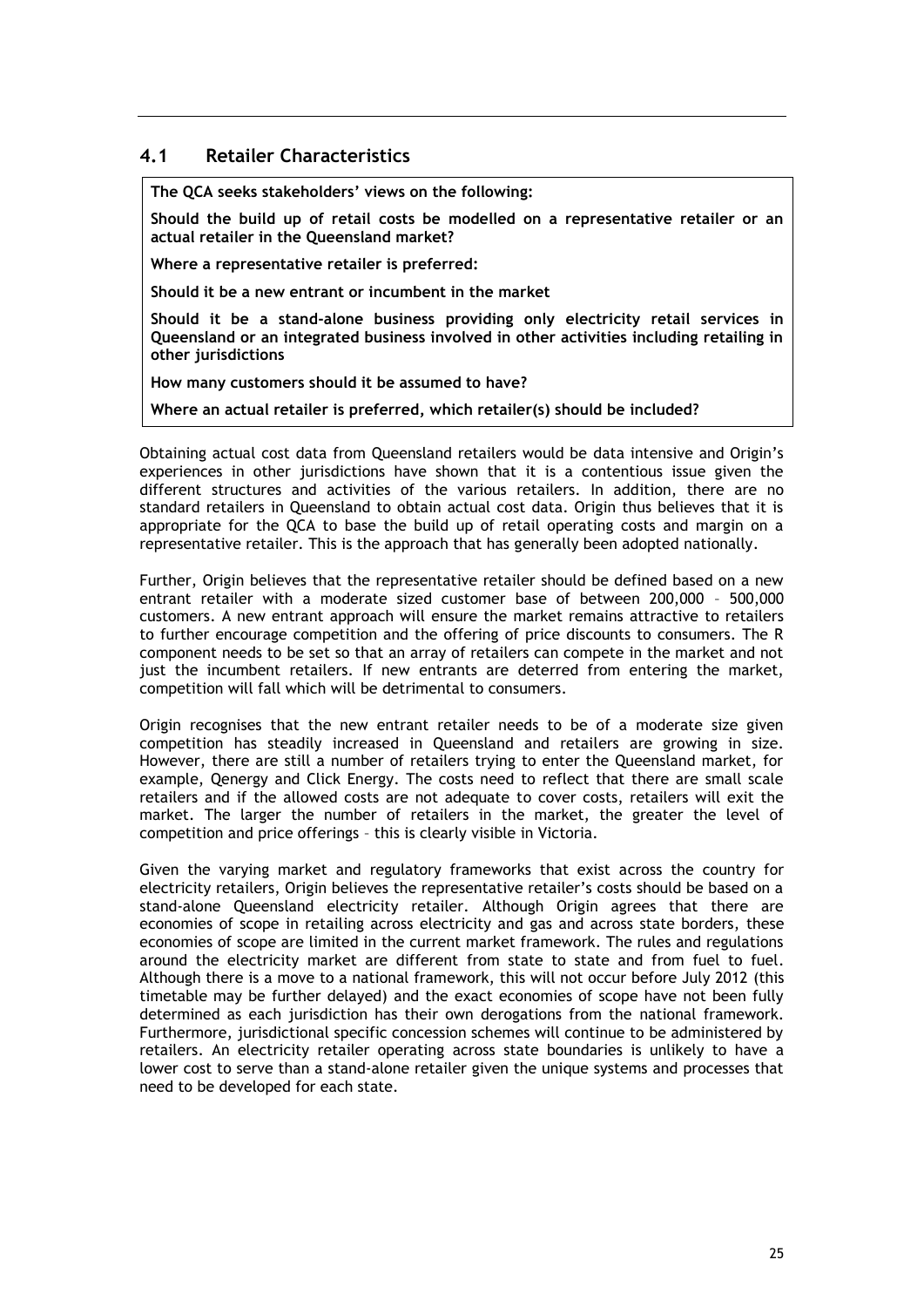## 4.1 Retailer Characteristics

**The QCA seeks stakeholders' views on the following:**

**Should the build up of retail costs be modelled on a representative retailer or an actual retailer in the Queensland market?**

**Where a representative retailer is preferred:**

**Should it be a new entrant or incumbent in the market**

**Should it be a stand-alone business providing only electricity retail services in Queensland or an integrated business involved in other activities including retailing in other jurisdictions**

**How many customers should it be assumed to have?**

**Where an actual retailer is preferred, which retailer(s) should be included?**

Obtaining actual cost data from Queensland retailers would be data intensive and Origin's experiences in other jurisdictions have shown that it is a contentious issue given the different structures and activities of the various retailers. In addition, there are no standard retailers in Queensland to obtain actual cost data. Origin thus believes that it is appropriate for the QCA to base the build up of retail operating costs and margin on a representative retailer. This is the approach that has generally been adopted nationally.

Further, Origin believes that the representative retailer should be defined based on a new entrant retailer with a moderate sized customer base of between 200,000 – 500,000 customers. A new entrant approach will ensure the market remains attractive to retailers to further encourage competition and the offering of price discounts to consumers. The R component needs to be set so that an array of retailers can compete in the market and not just the incumbent retailers. If new entrants are deterred from entering the market, competition will fall which will be detrimental to consumers.

Origin recognises that the new entrant retailer needs to be of a moderate size given competition has steadily increased in Queensland and retailers are growing in size. However, there are still a number of retailers trying to enter the Queensland market, for example, Qenergy and Click Energy. The costs need to reflect that there are small scale retailers and if the allowed costs are not adequate to cover costs, retailers will exit the market. The larger the number of retailers in the market, the greater the level of competition and price offerings – this is clearly visible in Victoria.

Given the varying market and regulatory frameworks that exist across the country for electricity retailers, Origin believes the representative retailer's costs should be based on a stand-alone Queensland electricity retailer. Although Origin agrees that there are economies of scope in retailing across electricity and gas and across state borders, these economies of scope are limited in the current market framework. The rules and regulations around the electricity market are different from state to state and from fuel to fuel. Although there is a move to a national framework, this will not occur before July 2012 (this timetable may be further delayed) and the exact economies of scope have not been fully determined as each jurisdiction has their own derogations from the national framework. Furthermore, jurisdictional specific concession schemes will continue to be administered by retailers. An electricity retailer operating across state boundaries is unlikely to have a lower cost to serve than a stand-alone retailer given the unique systems and processes that need to be developed for each state.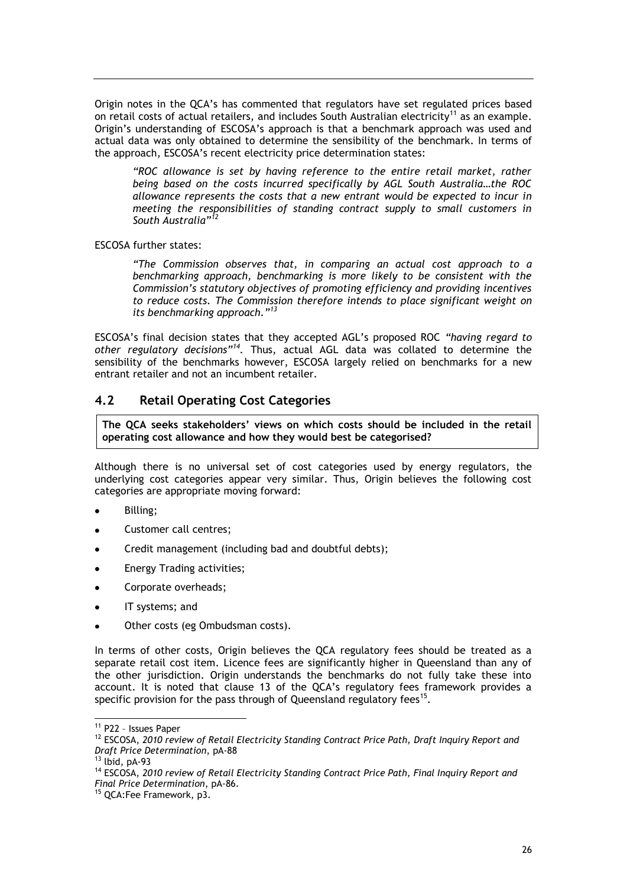Origin notes in the QCA's has commented that regulators have set regulated prices based on retail costs of actual retailers, and includes South Australian electricity[11] as an example. Origin's understanding of ESCOSA's approach is that a benchmark approach was used and actual data was only obtained to determine the sensibility of the benchmark. In terms of the approach, ESCOSA's recent electricity price determination states:

> *"ROC allowance is set by having reference to the entire retail market, rather being based on the costs incurred specifically by AGL South Australia…the ROC allowance represents the costs that a new entrant would be expected to incur in meeting the responsibilities of standing contract supply to small customers in South Australia"*[12]

ESCOSA further states:

> *"The Commission observes that, in comparing an actual cost approach to a benchmarking approach, benchmarking is more likely to be consistent with the Commission's statutory objectives of promoting efficiency and providing incentives to reduce costs. The Commission therefore intends to place significant weight on its benchmarking approach."*[13]

ESCOSA's final decision states that they accepted AGL's proposed ROC *"having regard to other regulatory decisions"*[14]. Thus, actual AGL data was collated to determine the sensibility of the benchmarks however, ESCOSA largely relied on benchmarks for a new entrant retailer and not an incumbent retailer.

## 4.2 Retail Operating Cost Categories

**The QCA seeks stakeholders' views on which costs should be included in the retail operating cost allowance and how they would best be categorised?**

Although there is no universal set of cost categories used by energy regulators, the underlying cost categories appear very similar. Thus, Origin believes the following cost categories are appropriate moving forward:

- Billing;
- Customer call centres;
- Credit management (including bad and doubtful debts);
- Energy Trading activities;
- Corporate overheads;
- IT systems; and
- Other costs (eg Ombudsman costs).

In terms of other costs, Origin believes the QCA regulatory fees should be treated as a separate retail cost item. Licence fees are significantly higher in Queensland than any of the other jurisdiction. Origin understands the benchmarks do not fully take these into account. It is noted that clause 13 of the QCA's regulatory fees framework provides a specific provision for the pass through of Queensland regulatory fees[15].

---

[11] P22 – Issues Paper

[12] ESCOSA, *2010 review of Retail Electricity Standing Contract Price Path, Draft Inquiry Report and Draft Price Determination*, pA-88

[13] Ibid, pA-93

[14] ESCOSA, *2010 review of Retail Electricity Standing Contract Price Path, Final Inquiry Report and Final Price Determination*, pA-86.

[15] QCA:Fee Framework, p3.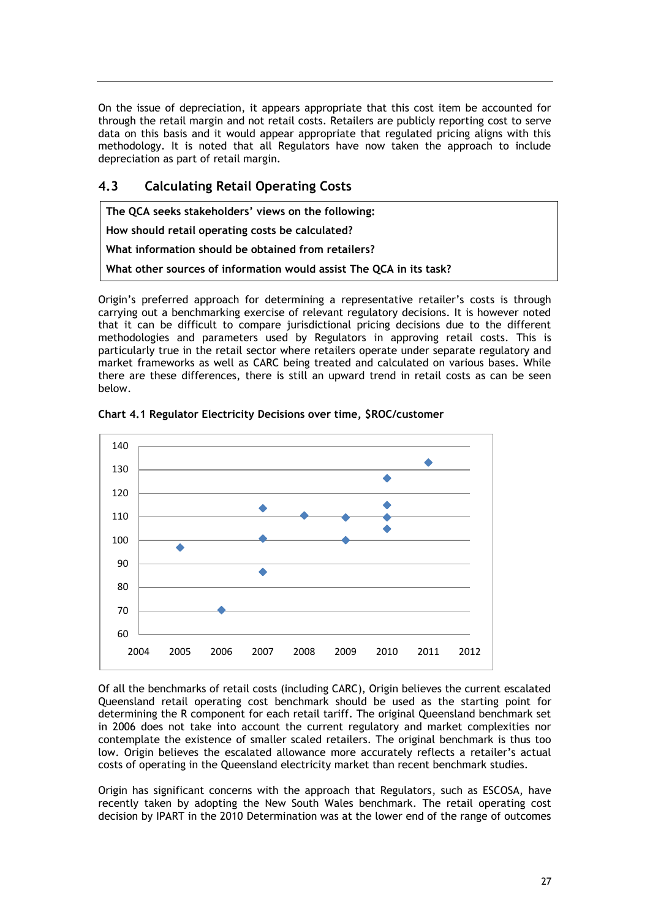On the issue of depreciation, it appears appropriate that this cost item be accounted for through the retail margin and not retail costs. Retailers are publicly reporting cost to serve data on this basis and it would appear appropriate that regulated pricing aligns with this methodology. It is noted that all Regulators have now taken the approach to include depreciation as part of retail margin.

## 4.3 Calculating Retail Operating Costs

| **The QCA seeks stakeholders' views on the following:** |
|---|
| **How should retail operating costs be calculated?** |
| **What information should be obtained from retailers?** |
| **What other sources of information would assist The QCA in its task?** |

Origin's preferred approach for determining a representative retailer's costs is through carrying out a benchmarking exercise of relevant regulatory decisions. It is however noted that it can be difficult to compare jurisdictional pricing decisions due to the different methodologies and parameters used by Regulators in approving retail costs. This is particularly true in the retail sector where retailers operate under separate regulatory and market frameworks as well as CARC being treated and calculated on various bases. While there are these differences, there is still an upward trend in retail costs as can be seen below.

**Chart 4.1 Regulator Electricity Decisions over time, $ROC/customer**

Of all the benchmarks of retail costs (including CARC), Origin believes the current escalated Queensland retail operating cost benchmark should be used as the starting point for determining the R component for each retail tariff. The original Queensland benchmark set in 2006 does not take into account the current regulatory and market complexities nor contemplate the existence of smaller scaled retailers. The original benchmark is thus too low. Origin believes the escalated allowance more accurately reflects a retailer's actual costs of operating in the Queensland electricity market than recent benchmark studies.

Origin has significant concerns with the approach that Regulators, such as ESCOSA, have recently taken by adopting the New South Wales benchmark. The retail operating cost decision by IPART in the 2010 Determination was at the lower end of the range of outcomes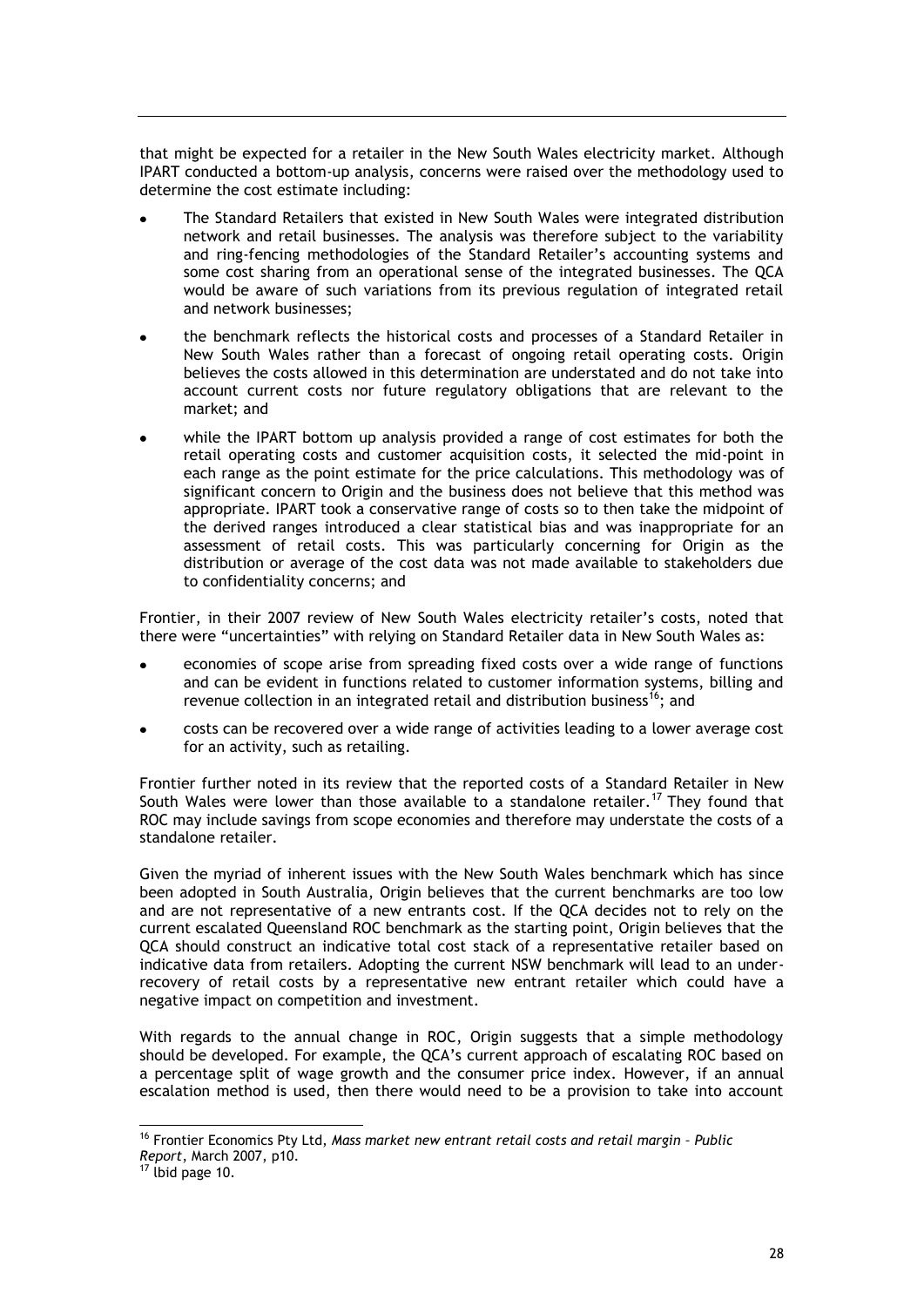that might be expected for a retailer in the New South Wales electricity market. Although IPART conducted a bottom-up analysis, concerns were raised over the methodology used to determine the cost estimate including:

- The Standard Retailers that existed in New South Wales were integrated distribution network and retail businesses. The analysis was therefore subject to the variability and ring-fencing methodologies of the Standard Retailer's accounting systems and some cost sharing from an operational sense of the integrated businesses. The QCA would be aware of such variations from its previous regulation of integrated retail and network businesses;
- the benchmark reflects the historical costs and processes of a Standard Retailer in New South Wales rather than a forecast of ongoing retail operating costs. Origin believes the costs allowed in this determination are understated and do not take into account current costs nor future regulatory obligations that are relevant to the market; and
- while the IPART bottom up analysis provided a range of cost estimates for both the retail operating costs and customer acquisition costs, it selected the mid-point in each range as the point estimate for the price calculations. This methodology was of significant concern to Origin and the business does not believe that this method was appropriate. IPART took a conservative range of costs so to then take the midpoint of the derived ranges introduced a clear statistical bias and was inappropriate for an assessment of retail costs. This was particularly concerning for Origin as the distribution or average of the cost data was not made available to stakeholders due to confidentiality concerns; and

Frontier, in their 2007 review of New South Wales electricity retailer's costs, noted that there were "uncertainties" with relying on Standard Retailer data in New South Wales as:

- economies of scope arise from spreading fixed costs over a wide range of functions and can be evident in functions related to customer information systems, billing and revenue collection in an integrated retail and distribution business[16]; and
- costs can be recovered over a wide range of activities leading to a lower average cost for an activity, such as retailing.

Frontier further noted in its review that the reported costs of a Standard Retailer in New South Wales were lower than those available to a standalone retailer.[17] They found that ROC may include savings from scope economies and therefore may understate the costs of a standalone retailer.

Given the myriad of inherent issues with the New South Wales benchmark which has since been adopted in South Australia, Origin believes that the current benchmarks are too low and are not representative of a new entrants cost. If the QCA decides not to rely on the current escalated Queensland ROC benchmark as the starting point, Origin believes that the QCA should construct an indicative total cost stack of a representative retailer based on indicative data from retailers. Adopting the current NSW benchmark will lead to an under-recovery of retail costs by a representative new entrant retailer which could have a negative impact on competition and investment.

With regards to the annual change in ROC, Origin suggests that a simple methodology should be developed. For example, the QCA's current approach of escalating ROC based on a percentage split of wage growth and the consumer price index. However, if an annual escalation method is used, then there would need to be a provision to take into account

---

[16] Frontier Economics Pty Ltd, *Mass market new entrant retail costs and retail margin – Public Report*, March 2007, p10.

[17] Ibid page 10.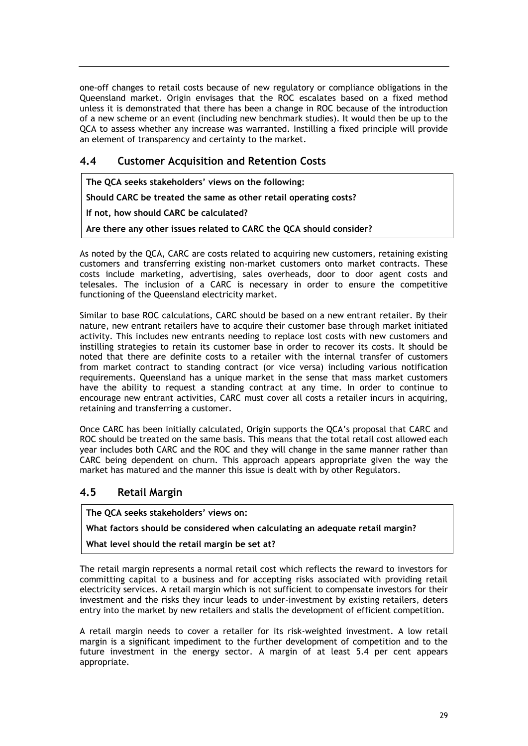one-off changes to retail costs because of new regulatory or compliance obligations in the Queensland market. Origin envisages that the ROC escalates based on a fixed method unless it is demonstrated that there has been a change in ROC because of the introduction of a new scheme or an event (including new benchmark studies). It would then be up to the QCA to assess whether any increase was warranted. Instilling a fixed principle will provide an element of transparency and certainty to the market.

## 4.4 Customer Acquisition and Retention Costs

> **The QCA seeks stakeholders' views on the following:**
>
> **Should CARC be treated the same as other retail operating costs?**
>
> **If not, how should CARC be calculated?**
>
> **Are there any other issues related to CARC the QCA should consider?**

As noted by the QCA, CARC are costs related to acquiring new customers, retaining existing customers and transferring existing non-market customers onto market contracts. These costs include marketing, advertising, sales overheads, door to door agent costs and telesales. The inclusion of a CARC is necessary in order to ensure the competitive functioning of the Queensland electricity market.

Similar to base ROC calculations, CARC should be based on a new entrant retailer. By their nature, new entrant retailers have to acquire their customer base through market initiated activity. This includes new entrants needing to replace lost costs with new customers and instilling strategies to retain its customer base in order to recover its costs. It should be noted that there are definite costs to a retailer with the internal transfer of customers from market contract to standing contract (or vice versa) including various notification requirements. Queensland has a unique market in the sense that mass market customers have the ability to request a standing contract at any time. In order to continue to encourage new entrant activities, CARC must cover all costs a retailer incurs in acquiring, retaining and transferring a customer.

Once CARC has been initially calculated, Origin supports the QCA's proposal that CARC and ROC should be treated on the same basis. This means that the total retail cost allowed each year includes both CARC and the ROC and they will change in the same manner rather than CARC being dependent on churn. This approach appears appropriate given the way the market has matured and the manner this issue is dealt with by other Regulators.

## 4.5 Retail Margin

> **The QCA seeks stakeholders' views on:**
>
> **What factors should be considered when calculating an adequate retail margin?**
>
> **What level should the retail margin be set at?**

The retail margin represents a normal retail cost which reflects the reward to investors for committing capital to a business and for accepting risks associated with providing retail electricity services. A retail margin which is not sufficient to compensate investors for their investment and the risks they incur leads to under-investment by existing retailers, deters entry into the market by new retailers and stalls the development of efficient competition.

A retail margin needs to cover a retailer for its risk-weighted investment. A low retail margin is a significant impediment to the further development of competition and to the future investment in the energy sector. A margin of at least 5.4 per cent appears appropriate.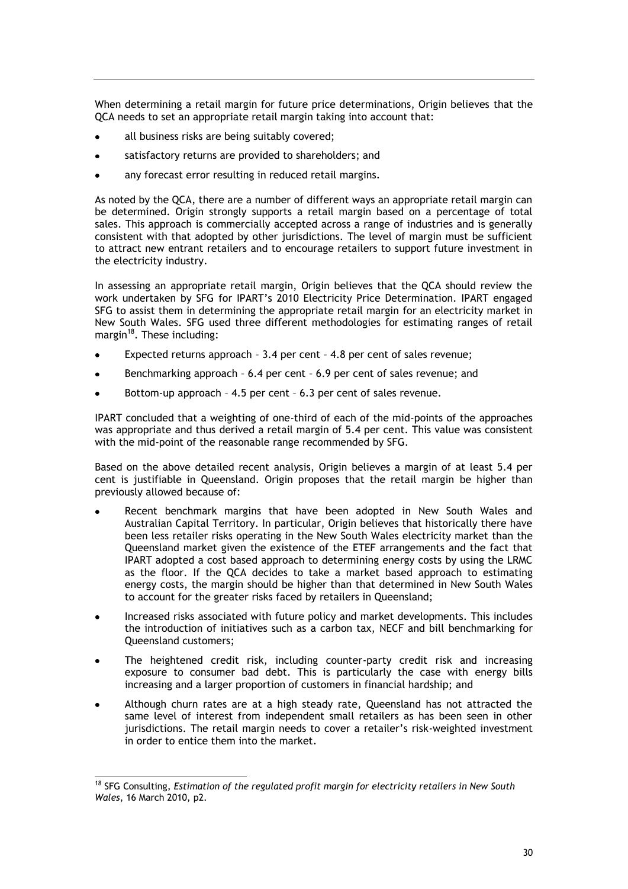When determining a retail margin for future price determinations, Origin believes that the QCA needs to set an appropriate retail margin taking into account that:

- all business risks are being suitably covered;
- satisfactory returns are provided to shareholders; and
- any forecast error resulting in reduced retail margins.

As noted by the QCA, there are a number of different ways an appropriate retail margin can be determined. Origin strongly supports a retail margin based on a percentage of total sales. This approach is commercially accepted across a range of industries and is generally consistent with that adopted by other jurisdictions. The level of margin must be sufficient to attract new entrant retailers and to encourage retailers to support future investment in the electricity industry.

In assessing an appropriate retail margin, Origin believes that the QCA should review the work undertaken by SFG for IPART's 2010 Electricity Price Determination. IPART engaged SFG to assist them in determining the appropriate retail margin for an electricity market in New South Wales. SFG used three different methodologies for estimating ranges of retail margin[18]. These including:

- Expected returns approach – 3.4 per cent – 4.8 per cent of sales revenue;
- Benchmarking approach – 6.4 per cent – 6.9 per cent of sales revenue; and
- Bottom-up approach – 4.5 per cent – 6.3 per cent of sales revenue.

IPART concluded that a weighting of one-third of each of the mid-points of the approaches was appropriate and thus derived a retail margin of 5.4 per cent. This value was consistent with the mid-point of the reasonable range recommended by SFG.

Based on the above detailed recent analysis, Origin believes a margin of at least 5.4 per cent is justifiable in Queensland. Origin proposes that the retail margin be higher than previously allowed because of:

- Recent benchmark margins that have been adopted in New South Wales and Australian Capital Territory. In particular, Origin believes that historically there have been less retailer risks operating in the New South Wales electricity market than the Queensland market given the existence of the ETEF arrangements and the fact that IPART adopted a cost based approach to determining energy costs by using the LRMC as the floor. If the QCA decides to take a market based approach to estimating energy costs, the margin should be higher than that determined in New South Wales to account for the greater risks faced by retailers in Queensland;
- Increased risks associated with future policy and market developments. This includes the introduction of initiatives such as a carbon tax, NECF and bill benchmarking for Queensland customers;
- The heightened credit risk, including counter-party credit risk and increasing exposure to consumer bad debt. This is particularly the case with energy bills increasing and a larger proportion of customers in financial hardship; and
- Although churn rates are at a high steady rate, Queensland has not attracted the same level of interest from independent small retailers as has been seen in other jurisdictions. The retail margin needs to cover a retailer's risk-weighted investment in order to entice them into the market.

---

[18] SFG Consulting, *Estimation of the regulated profit margin for electricity retailers in New South Wales*, 16 March 2010, p2.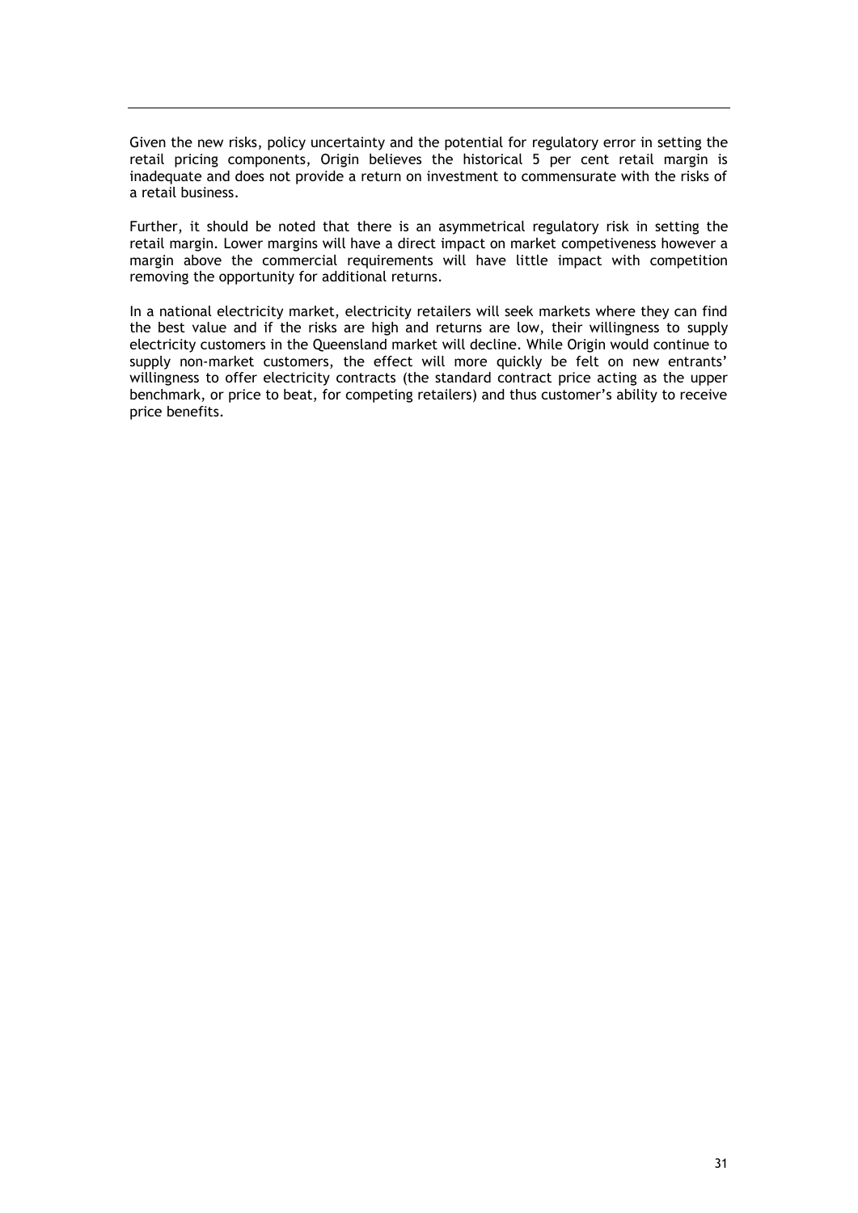Given the new risks, policy uncertainty and the potential for regulatory error in setting the retail pricing components, Origin believes the historical 5 per cent retail margin is inadequate and does not provide a return on investment to commensurate with the risks of a retail business.

Further, it should be noted that there is an asymmetrical regulatory risk in setting the retail margin. Lower margins will have a direct impact on market competiveness however a margin above the commercial requirements will have little impact with competition removing the opportunity for additional returns.

In a national electricity market, electricity retailers will seek markets where they can find the best value and if the risks are high and returns are low, their willingness to supply electricity customers in the Queensland market will decline. While Origin would continue to supply non-market customers, the effect will more quickly be felt on new entrants' willingness to offer electricity contracts (the standard contract price acting as the upper benchmark, or price to beat, for competing retailers) and thus customer's ability to receive price benefits.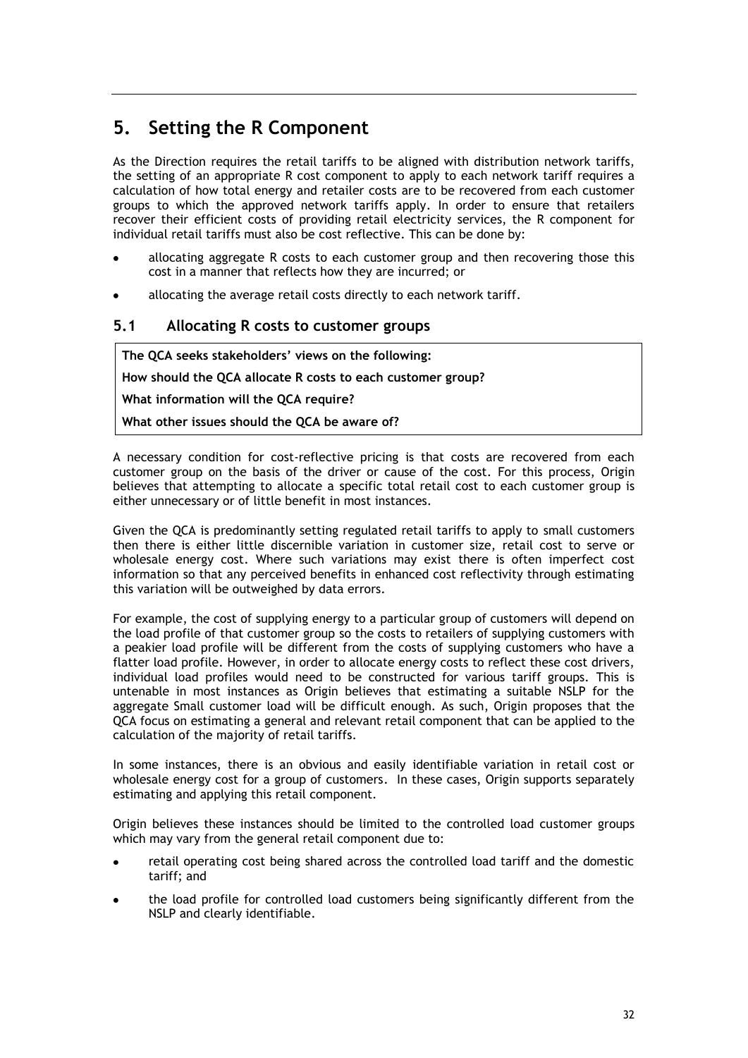# 5. Setting the R Component

As the Direction requires the retail tariffs to be aligned with distribution network tariffs, the setting of an appropriate R cost component to apply to each network tariff requires a calculation of how total energy and retailer costs are to be recovered from each customer groups to which the approved network tariffs apply. In order to ensure that retailers recover their efficient costs of providing retail electricity services, the R component for individual retail tariffs must also be cost reflective. This can be done by:

- allocating aggregate R costs to each customer group and then recovering those this cost in a manner that reflects how they are incurred; or
- allocating the average retail costs directly to each network tariff.

## 5.1 Allocating R costs to customer groups

**The QCA seeks stakeholders' views on the following:**

**How should the QCA allocate R costs to each customer group?**

**What information will the QCA require?**

**What other issues should the QCA be aware of?**

A necessary condition for cost-reflective pricing is that costs are recovered from each customer group on the basis of the driver or cause of the cost. For this process, Origin believes that attempting to allocate a specific total retail cost to each customer group is either unnecessary or of little benefit in most instances.

Given the QCA is predominantly setting regulated retail tariffs to apply to small customers then there is either little discernible variation in customer size, retail cost to serve or wholesale energy cost. Where such variations may exist there is often imperfect cost information so that any perceived benefits in enhanced cost reflectivity through estimating this variation will be outweighed by data errors.

For example, the cost of supplying energy to a particular group of customers will depend on the load profile of that customer group so the costs to retailers of supplying customers with a peakier load profile will be different from the costs of supplying customers who have a flatter load profile. However, in order to allocate energy costs to reflect these cost drivers, individual load profiles would need to be constructed for various tariff groups. This is untenable in most instances as Origin believes that estimating a suitable NSLP for the aggregate Small customer load will be difficult enough. As such, Origin proposes that the QCA focus on estimating a general and relevant retail component that can be applied to the calculation of the majority of retail tariffs.

In some instances, there is an obvious and easily identifiable variation in retail cost or wholesale energy cost for a group of customers. In these cases, Origin supports separately estimating and applying this retail component.

Origin believes these instances should be limited to the controlled load customer groups which may vary from the general retail component due to:

- retail operating cost being shared across the controlled load tariff and the domestic tariff; and
- the load profile for controlled load customers being significantly different from the NSLP and clearly identifiable.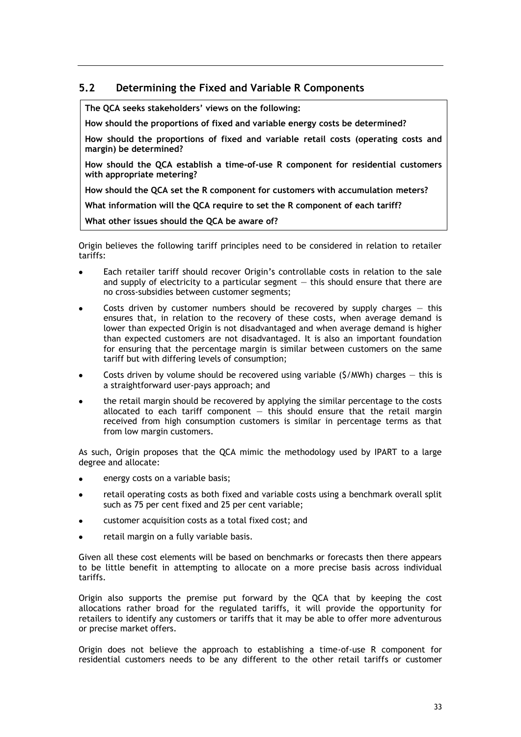## 5.2 Determining the Fixed and Variable R Components

**The QCA seeks stakeholders' views on the following:**

**How should the proportions of fixed and variable energy costs be determined?**

**How should the proportions of fixed and variable retail costs (operating costs and margin) be determined?**

**How should the QCA establish a time-of-use R component for residential customers with appropriate metering?**

**How should the QCA set the R component for customers with accumulation meters?**

**What information will the QCA require to set the R component of each tariff?**

**What other issues should the QCA be aware of?**

Origin believes the following tariff principles need to be considered in relation to retailer tariffs:

- Each retailer tariff should recover Origin's controllable costs in relation to the sale and supply of electricity to a particular segment — this should ensure that there are no cross-subsidies between customer segments;
- Costs driven by customer numbers should be recovered by supply charges — this ensures that, in relation to the recovery of these costs, when average demand is lower than expected Origin is not disadvantaged and when average demand is higher than expected customers are not disadvantaged. It is also an important foundation for ensuring that the percentage margin is similar between customers on the same tariff but with differing levels of consumption;
- Costs driven by volume should be recovered using variable ($/MWh) charges — this is a straightforward user-pays approach; and
- the retail margin should be recovered by applying the similar percentage to the costs allocated to each tariff component — this should ensure that the retail margin received from high consumption customers is similar in percentage terms as that from low margin customers.

As such, Origin proposes that the QCA mimic the methodology used by IPART to a large degree and allocate:

- energy costs on a variable basis;
- retail operating costs as both fixed and variable costs using a benchmark overall split such as 75 per cent fixed and 25 per cent variable;
- customer acquisition costs as a total fixed cost; and
- retail margin on a fully variable basis.

Given all these cost elements will be based on benchmarks or forecasts then there appears to be little benefit in attempting to allocate on a more precise basis across individual tariffs.

Origin also supports the premise put forward by the QCA that by keeping the cost allocations rather broad for the regulated tariffs, it will provide the opportunity for retailers to identify any customers or tariffs that it may be able to offer more adventurous or precise market offers.

Origin does not believe the approach to establishing a time-of-use R component for residential customers needs to be any different to the other retail tariffs or customer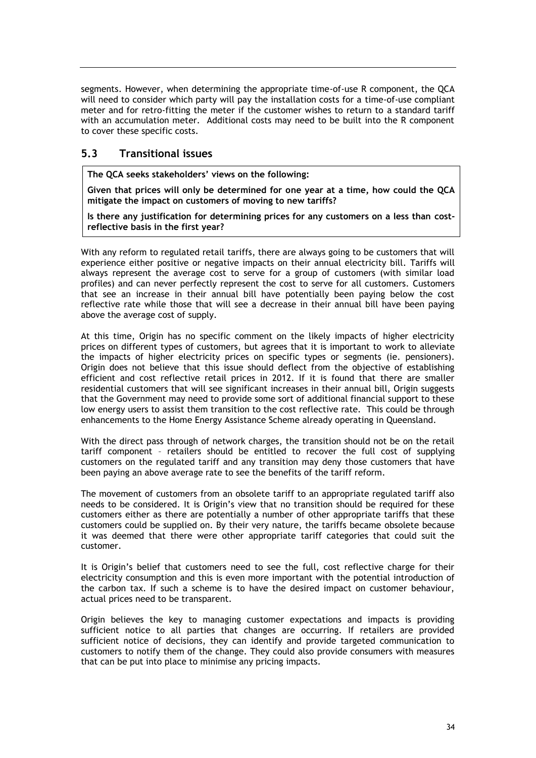segments. However, when determining the appropriate time-of-use R component, the QCA will need to consider which party will pay the installation costs for a time-of-use compliant meter and for retro-fitting the meter if the customer wishes to return to a standard tariff with an accumulation meter. Additional costs may need to be built into the R component to cover these specific costs.

## 5.3 Transitional issues

**The QCA seeks stakeholders' views on the following:**

**Given that prices will only be determined for one year at a time, how could the QCA mitigate the impact on customers of moving to new tariffs?**

**Is there any justification for determining prices for any customers on a less than cost-reflective basis in the first year?**

With any reform to regulated retail tariffs, there are always going to be customers that will experience either positive or negative impacts on their annual electricity bill. Tariffs will always represent the average cost to serve for a group of customers (with similar load profiles) and can never perfectly represent the cost to serve for all customers. Customers that see an increase in their annual bill have potentially been paying below the cost reflective rate while those that will see a decrease in their annual bill have been paying above the average cost of supply.

At this time, Origin has no specific comment on the likely impacts of higher electricity prices on different types of customers, but agrees that it is important to work to alleviate the impacts of higher electricity prices on specific types or segments (ie. pensioners). Origin does not believe that this issue should deflect from the objective of establishing efficient and cost reflective retail prices in 2012. If it is found that there are smaller residential customers that will see significant increases in their annual bill, Origin suggests that the Government may need to provide some sort of additional financial support to these low energy users to assist them transition to the cost reflective rate. This could be through enhancements to the Home Energy Assistance Scheme already operating in Queensland.

With the direct pass through of network charges, the transition should not be on the retail tariff component – retailers should be entitled to recover the full cost of supplying customers on the regulated tariff and any transition may deny those customers that have been paying an above average rate to see the benefits of the tariff reform.

The movement of customers from an obsolete tariff to an appropriate regulated tariff also needs to be considered. It is Origin's view that no transition should be required for these customers either as there are potentially a number of other appropriate tariffs that these customers could be supplied on. By their very nature, the tariffs became obsolete because it was deemed that there were other appropriate tariff categories that could suit the customer.

It is Origin's belief that customers need to see the full, cost reflective charge for their electricity consumption and this is even more important with the potential introduction of the carbon tax. If such a scheme is to have the desired impact on customer behaviour, actual prices need to be transparent.

Origin believes the key to managing customer expectations and impacts is providing sufficient notice to all parties that changes are occurring. If retailers are provided sufficient notice of decisions, they can identify and provide targeted communication to customers to notify them of the change. They could also provide consumers with measures that can be put into place to minimise any pricing impacts.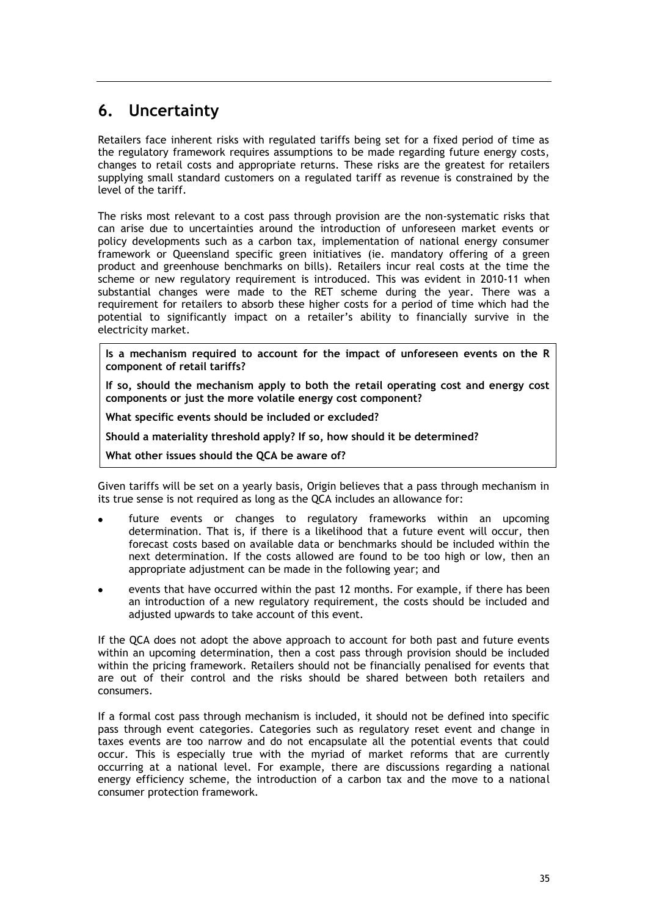## 6. Uncertainty

Retailers face inherent risks with regulated tariffs being set for a fixed period of time as the regulatory framework requires assumptions to be made regarding future energy costs, changes to retail costs and appropriate returns. These risks are the greatest for retailers supplying small standard customers on a regulated tariff as revenue is constrained by the level of the tariff.

The risks most relevant to a cost pass through provision are the non-systematic risks that can arise due to uncertainties around the introduction of unforeseen market events or policy developments such as a carbon tax, implementation of national energy consumer framework or Queensland specific green initiatives (ie. mandatory offering of a green product and greenhouse benchmarks on bills). Retailers incur real costs at the time the scheme or new regulatory requirement is introduced. This was evident in 2010-11 when substantial changes were made to the RET scheme during the year. There was a requirement for retailers to absorb these higher costs for a period of time which had the potential to significantly impact on a retailer's ability to financially survive in the electricity market.

**Is a mechanism required to account for the impact of unforeseen events on the R component of retail tariffs?**

**If so, should the mechanism apply to both the retail operating cost and energy cost components or just the more volatile energy cost component?**

**What specific events should be included or excluded?**

**Should a materiality threshold apply? If so, how should it be determined?**

**What other issues should the QCA be aware of?**

Given tariffs will be set on a yearly basis, Origin believes that a pass through mechanism in its true sense is not required as long as the QCA includes an allowance for:

- future events or changes to regulatory frameworks within an upcoming determination. That is, if there is a likelihood that a future event will occur, then forecast costs based on available data or benchmarks should be included within the next determination. If the costs allowed are found to be too high or low, then an appropriate adjustment can be made in the following year; and
- events that have occurred within the past 12 months. For example, if there has been an introduction of a new regulatory requirement, the costs should be included and adjusted upwards to take account of this event.

If the QCA does not adopt the above approach to account for both past and future events within an upcoming determination, then a cost pass through provision should be included within the pricing framework. Retailers should not be financially penalised for events that are out of their control and the risks should be shared between both retailers and consumers.

If a formal cost pass through mechanism is included, it should not be defined into specific pass through event categories. Categories such as regulatory reset event and change in taxes events are too narrow and do not encapsulate all the potential events that could occur. This is especially true with the myriad of market reforms that are currently occurring at a national level. For example, there are discussions regarding a national energy efficiency scheme, the introduction of a carbon tax and the move to a national consumer protection framework.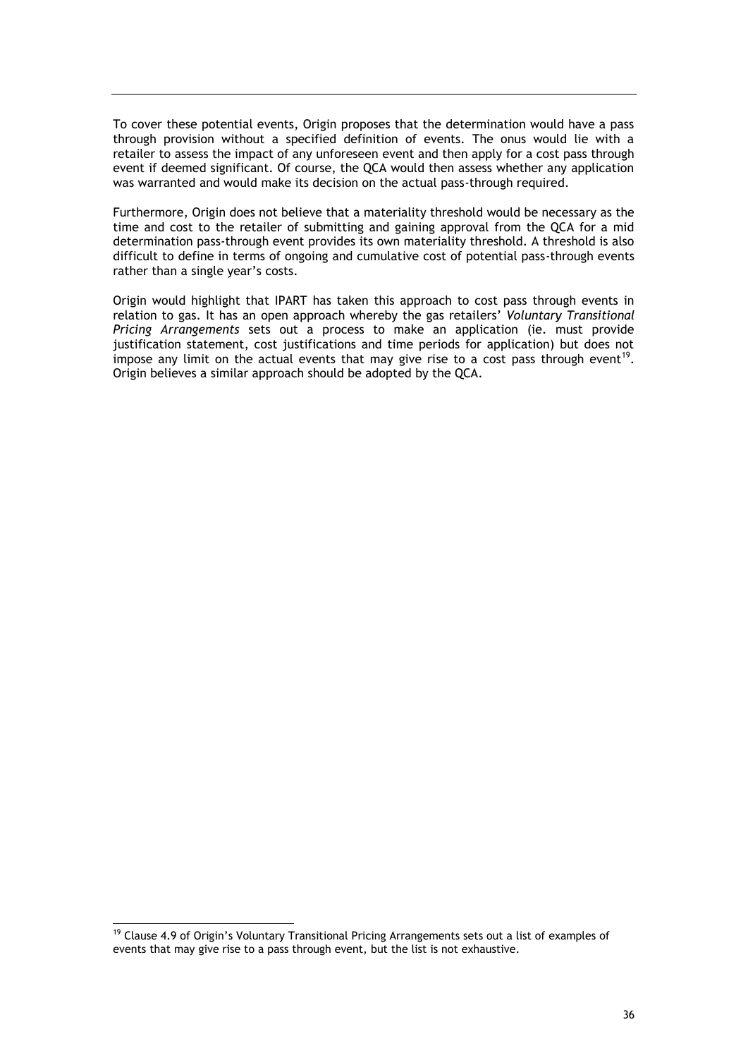To cover these potential events, Origin proposes that the determination would have a pass through provision without a specified definition of events. The onus would lie with a retailer to assess the impact of any unforeseen event and then apply for a cost pass through event if deemed significant. Of course, the QCA would then assess whether any application was warranted and would make its decision on the actual pass-through required.

Furthermore, Origin does not believe that a materiality threshold would be necessary as the time and cost to the retailer of submitting and gaining approval from the QCA for a mid determination pass-through event provides its own materiality threshold. A threshold is also difficult to define in terms of ongoing and cumulative cost of potential pass-through events rather than a single year's costs.

Origin would highlight that IPART has taken this approach to cost pass through events in relation to gas. It has an open approach whereby the gas retailers' *Voluntary Transitional Pricing Arrangements* sets out a process to make an application (ie. must provide justification statement, cost justifications and time periods for application) but does not impose any limit on the actual events that may give rise to a cost pass through event[19]. Origin believes a similar approach should be adopted by the QCA.

---

[19] Clause 4.9 of Origin's Voluntary Transitional Pricing Arrangements sets out a list of examples of events that may give rise to a pass through event, but the list is not exhaustive.